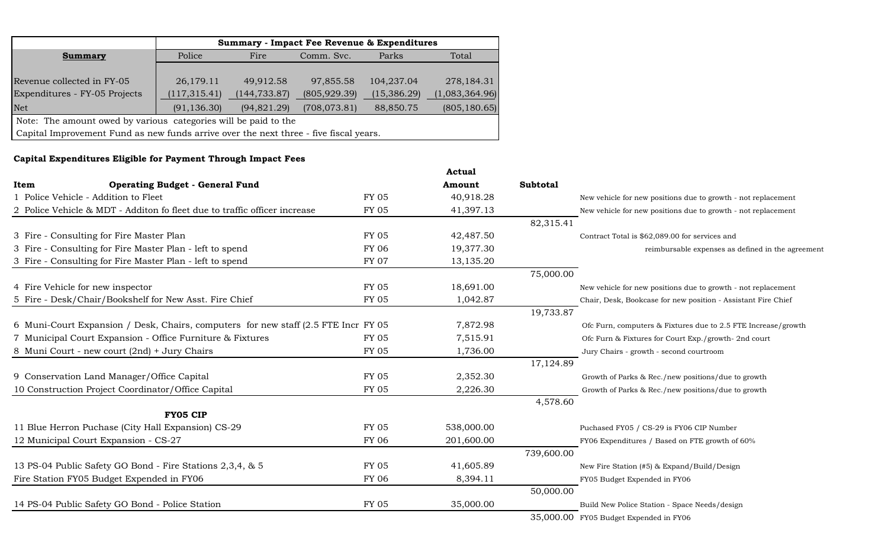| Summary | Summary - Impact Fee Revenue & Expenditures | | | | |
|---|---|---|---|---|---|
| | Police | Fire | Comm. Svc. | Parks | Total |
| Revenue collected in FY-05 | 26,179.11 | 49,912.58 | 97,855.58 | 104,237.04 | 278,184.31 |
| Expenditures - FY-05 Projects | (117,315.41) | (144,733.87) | (805,929.39) | (15,386.29) | (1,083,364.96) |
| Net | (91,136.30) | (94,821.29) | (708,073.81) | 88,850.75 | (805,180.65) |

Note: The amount owed by various categories will be paid to the Capital Improvement Fund as new funds arrive over the next three - five fiscal years.

**Capital Expenditures Eligible for Payment Through Impact Fees**

| Item | Operating Budget - General Fund | | Actual Amount | Subtotal | |
|---|---|---|---|---|---|
| 1 | Police Vehicle - Addition to Fleet | FY 05 | 40,918.28 | | New vehicle for new positions due to growth - not replacement |
| 2 | Police Vehicle & MDT - Additon fo fleet due to traffic officer increase | FY 05 | 41,397.13 | | New vehicle for new positions due to growth - not replacement |
| | | | | 82,315.41 | |
| 3 | Fire - Consulting for Fire Master Plan | FY 05 | 42,487.50 | | Contract Total is $62,089.00 for services and |
| 3 | Fire - Consulting for Fire Master Plan - left to spend | FY 06 | 19,377.30 | | reimbursable expenses as defined in the agreement |
| 3 | Fire - Consulting for Fire Master Plan - left to spend | FY 07 | 13,135.20 | | |
| | | | | 75,000.00 | |
| 4 | Fire Vehicle for new inspector | FY 05 | 18,691.00 | | New vehicle for new positions due to growth - not replacement |
| 5 | Fire - Desk/Chair/Bookshelf for New Asst. Fire Chief | FY 05 | 1,042.87 | | Chair, Desk, Bookcase for new position - Assistant Fire Chief |
| | | | | 19,733.87 | |
| 6 | Muni-Court Expansion / Desk, Chairs, computers for new staff (2.5 FTE Incr | FY 05 | 7,872.98 | | Ofc Furn, computers & Fixtures due to 2.5 FTE Increase/growth |
| 7 | Municipal Court Expansion - Office Furniture & Fixtures | FY 05 | 7,515.91 | | Ofc Furn & Fixtures for Court Exp./growth- 2nd court |
| 8 | Muni Court - new court (2nd) + Jury Chairs | FY 05 | 1,736.00 | | Jury Chairs - growth - second courtroom |
| | | | | 17,124.89 | |
| 9 | Conservation Land Manager/Office Capital | FY 05 | 2,352.30 | | Growth of Parks & Rec./new positions/due to growth |
| 10 | Construction Project Coordinator/Office Capital | FY 05 | 2,226.30 | | Growth of Parks & Rec./new positions/due to growth |
| | | | | 4,578.60 | |
| | **FY05 CIP** | | | | |
| 11 | Blue Herron Puchase (City Hall Expansion) CS-29 | FY 05 | 538,000.00 | | Puchased FY05 / CS-29 is FY06 CIP Number |
| 12 | Municipal Court Expansion - CS-27 | FY 06 | 201,600.00 | | FY06 Expenditures / Based on FTE growth of 60% |
| | | | | 739,600.00 | |
| 13 | PS-04 Public Safety GO Bond - Fire Stations 2,3,4, & 5 | FY 05 | 41,605.89 | | New Fire Station (#5) & Expand/Build/Design |
| | Fire Station FY05 Budget Expended in FY06 | FY 06 | 8,394.11 | | FY05 Budget Expended in FY06 |
| | | | | 50,000.00 | |
| 14 | PS-04 Public Safety GO Bond - Police Station | FY 05 | 35,000.00 | | Build New Police Station - Space Needs/design |
| | | | | 35,000.00 | FY05 Budget Expended in FY06 |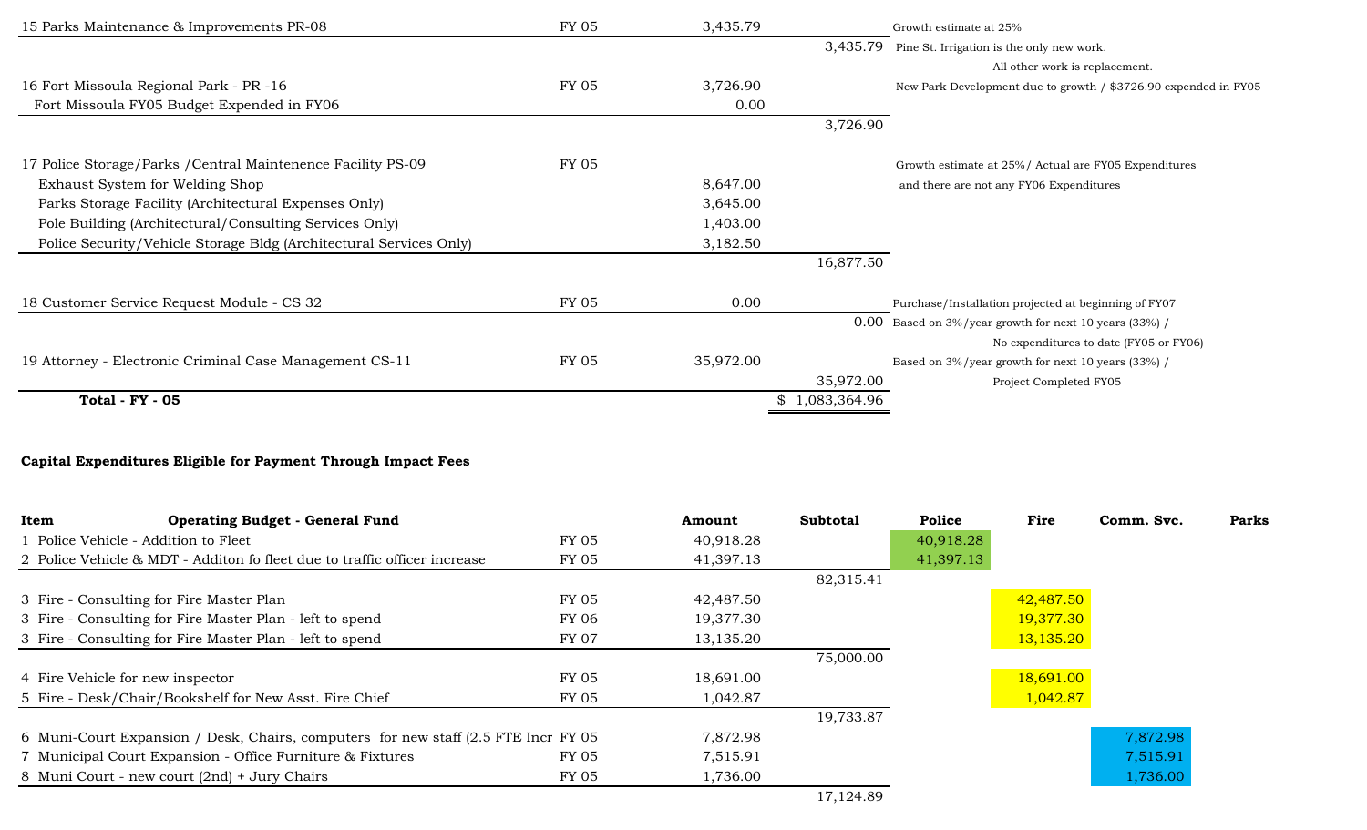| Item | FY | Amount | Subtotal | Notes |
|---|---|---|---|---|
| 15 Parks Maintenance & Improvements PR-08 | FY 05 | 3,435.79 | | Growth estimate at 25% |
| | | | 3,435.79 | Pine St. Irrigation is the only new work. All other work is replacement. |
| 16 Fort Missoula Regional Park - PR -16 | FY 05 | 3,726.90 | | New Park Development due to growth / $3726.90 expended in FY05 |
| Fort Missoula FY05 Budget Expended in FY06 | | 0.00 | | |
| | | | 3,726.90 | |
| 17 Police Storage/Parks /Central Maintenence Facility PS-09 | FY 05 | | | Growth estimate at 25%/ Actual are FY05 Expenditures and there are not any FY06 Expenditures |
| Exhaust System for Welding Shop | | 8,647.00 | | |
| Parks Storage Facility (Architectural Expenses Only) | | 3,645.00 | | |
| Pole Building (Architectural/Consulting Services Only) | | 1,403.00 | | |
| Police Security/Vehicle Storage Bldg (Architectural Services Only) | | 3,182.50 | | |
| | | | 16,877.50 | |
| 18 Customer Service Request Module - CS 32 | FY 05 | 0.00 | | Purchase/Installation projected at beginning of FY07 |
| | | | 0.00 | Based on 3%/year growth for next 10 years (33%) / No expenditures to date (FY05 or FY06) |
| 19 Attorney - Electronic Criminal Case Management CS-11 | FY 05 | 35,972.00 | | Based on 3%/year growth for next 10 years (33%) / Project Completed FY05 |
| | | | 35,972.00 | |
| **Total - FY - 05** | | | $ 1,083,364.96 | |

**Capital Expenditures Eligible for Payment Through Impact Fees**

| Item | Operating Budget - General Fund | FY | Amount | Subtotal | Police | Fire | Comm. Svc. | Parks |
|---|---|---|---|---|---|---|---|---|
| 1 | Police Vehicle - Addition to Fleet | FY 05 | 40,918.28 | | 40,918.28 | | | |
| 2 | Police Vehicle & MDT - Additon fo fleet due to traffic officer increase | FY 05 | 41,397.13 | | 41,397.13 | | | |
| | | | | 82,315.41 | | | | |
| 3 | Fire - Consulting for Fire Master Plan | FY 05 | 42,487.50 | | | 42,487.50 | | |
| 3 | Fire - Consulting for Fire Master Plan - left to spend | FY 06 | 19,377.30 | | | 19,377.30 | | |
| 3 | Fire - Consulting for Fire Master Plan - left to spend | FY 07 | 13,135.20 | | | 13,135.20 | | |
| | | | | 75,000.00 | | | | |
| 4 | Fire Vehicle for new inspector | FY 05 | 18,691.00 | | | 18,691.00 | | |
| 5 | Fire - Desk/Chair/Bookshelf for New Asst. Fire Chief | FY 05 | 1,042.87 | | | 1,042.87 | | |
| | | | | 19,733.87 | | | | |
| 6 | Muni-Court Expansion / Desk, Chairs, computers for new staff (2.5 FTE Incr | FY 05 | 7,872.98 | | | | 7,872.98 | |
| 7 | Municipal Court Expansion - Office Furniture & Fixtures | FY 05 | 7,515.91 | | | | 7,515.91 | |
| 8 | Muni Court - new court (2nd) + Jury Chairs | FY 05 | 1,736.00 | | | | 1,736.00 | |
| | | | | 17,124.89 | | | | |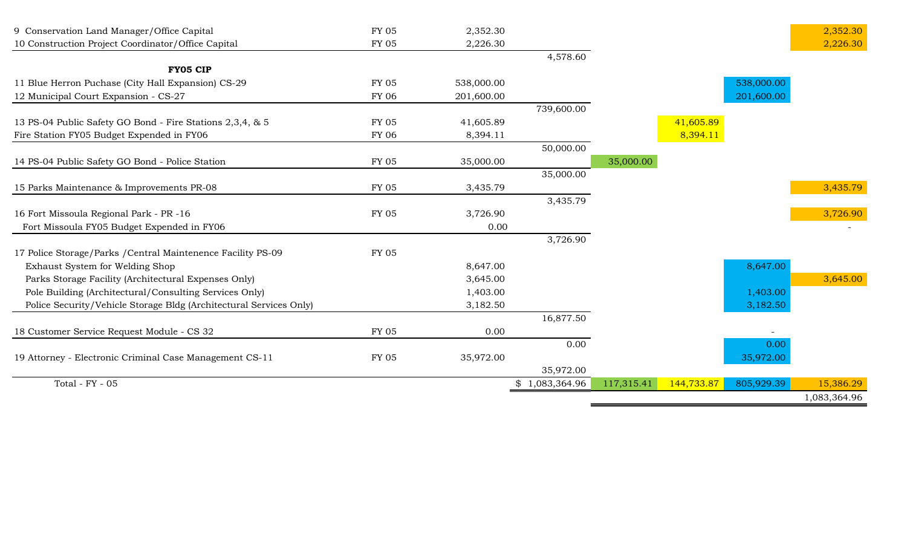| Item | FY | Amount | Subtotal | Green | Yellow | Blue | Orange |
|---|---|---|---|---|---|---|---|
| 9 Conservation Land Manager/Office Capital | FY 05 | 2,352.30 | | | | | 2,352.30 |
| 10 Construction Project Coordinator/Office Capital | FY 05 | 2,226.30 | | | | | 2,226.30 |
| | | | 4,578.60 | | | | |
| **FY05 CIP** | | | | | | | |
| 11 Blue Herron Puchase (City Hall Expansion) CS-29 | FY 05 | 538,000.00 | | | | 538,000.00 | |
| 12 Municipal Court Expansion - CS-27 | FY 06 | 201,600.00 | | | | 201,600.00 | |
| | | | 739,600.00 | | | | |
| 13 PS-04 Public Safety GO Bond - Fire Stations 2,3,4, & 5 | FY 05 | 41,605.89 | | | 41,605.89 | | |
| Fire Station FY05 Budget Expended in FY06 | FY 06 | 8,394.11 | | | 8,394.11 | | |
| | | | 50,000.00 | | | | |
| 14 PS-04 Public Safety GO Bond - Police Station | FY 05 | 35,000.00 | | 35,000.00 | | | |
| | | | 35,000.00 | | | | |
| 15 Parks Maintenance & Improvements PR-08 | FY 05 | 3,435.79 | | | | | 3,435.79 |
| | | | 3,435.79 | | | | |
| 16 Fort Missoula Regional Park - PR -16 | FY 05 | 3,726.90 | | | | | 3,726.90 |
| Fort Missoula FY05 Budget Expended in FY06 | | 0.00 | | | | | - |
| | | | 3,726.90 | | | | |
| 17 Police Storage/Parks /Central Maintenence Facility PS-09 | FY 05 | | | | | | |
| Exhaust System for Welding Shop | | 8,647.00 | | | | 8,647.00 | |
| Parks Storage Facility (Architectural Expenses Only) | | 3,645.00 | | | | | 3,645.00 |
| Pole Building (Architectural/Consulting Services Only) | | 1,403.00 | | | | 1,403.00 | |
| Police Security/Vehicle Storage Bldg (Architectural Services Only) | | 3,182.50 | | | | 3,182.50 | |
| | | | 16,877.50 | | | | |
| 18 Customer Service Request Module - CS 32 | FY 05 | 0.00 | | | | - | |
| | | | 0.00 | | | 0.00 | |
| 19 Attorney - Electronic Criminal Case Management CS-11 | FY 05 | 35,972.00 | | | | 35,972.00 | |
| | | | 35,972.00 | | | | |
| Total - FY - 05 | | | $ 1,083,364.96 | 117,315.41 | 144,733.87 | 805,929.39 | 15,386.29 |
| | | | | | | | 1,083,364.96 |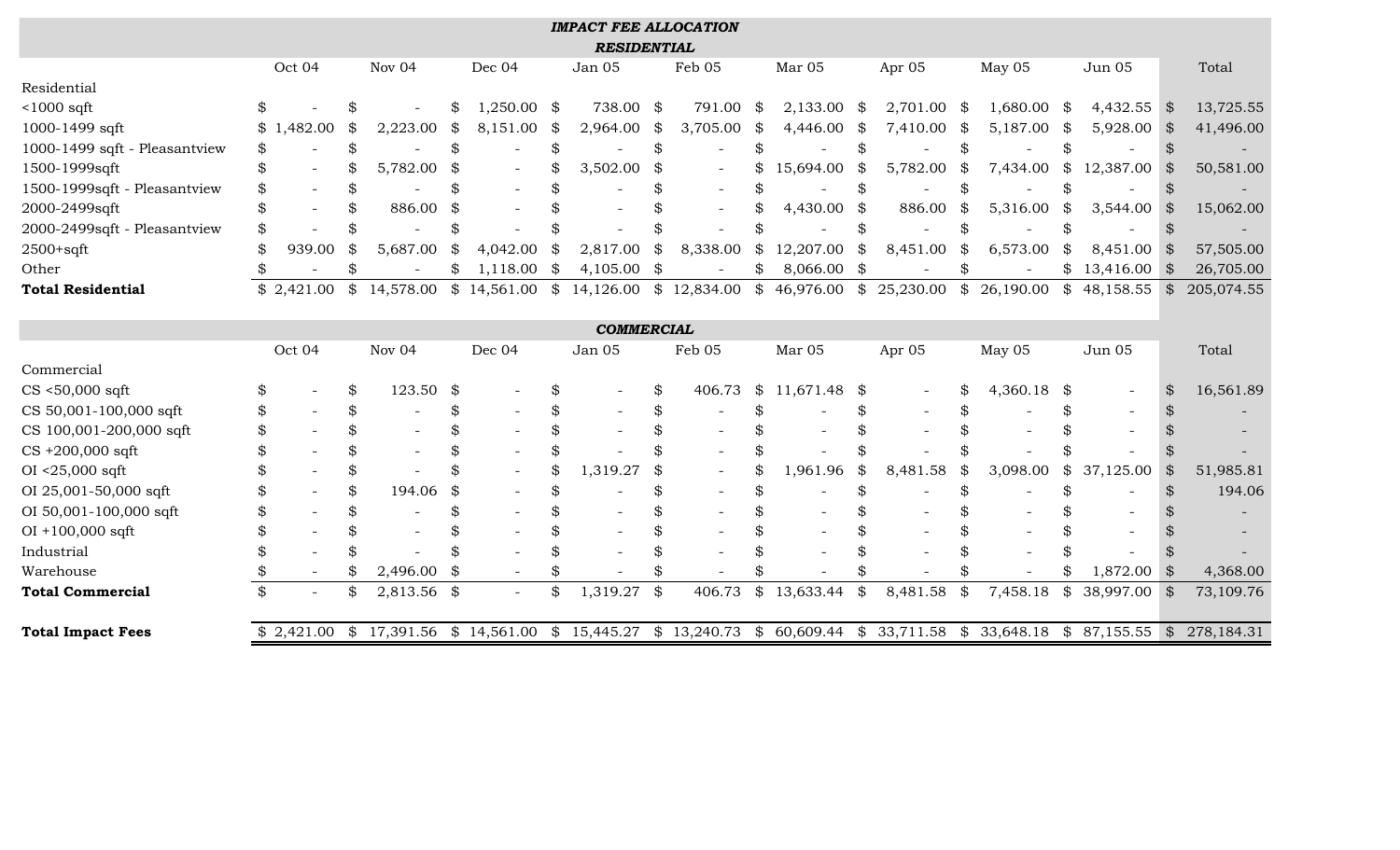# *IMPACT FEE ALLOCATION*

## *RESIDENTIAL*

| | Oct 04 | Nov 04 | Dec 04 | Jan 05 | Feb 05 | Mar 05 | Apr 05 | May 05 | Jun 05 | Total |
|---|---|---|---|---|---|---|---|---|---|---|
| Residential | | | | | | | | | | |
| <1000 sqft | $ - | $ - | $ 1,250.00 | $ 738.00 | $ 791.00 | $ 2,133.00 | $ 2,701.00 | $ 1,680.00 | $ 4,432.55 | $ 13,725.55 |
| 1000-1499 sqft | $ 1,482.00 | $ 2,223.00 | $ 8,151.00 | $ 2,964.00 | $ 3,705.00 | $ 4,446.00 | $ 7,410.00 | $ 5,187.00 | $ 5,928.00 | $ 41,496.00 |
| 1000-1499 sqft - Pleasantview | $ - | $ - | $ - | $ - | $ - | $ - | $ - | $ - | $ - | $ - |
| 1500-1999sqft | $ - | $ 5,782.00 | $ - | $ 3,502.00 | $ - | $ 15,694.00 | $ 5,782.00 | $ 7,434.00 | $ 12,387.00 | $ 50,581.00 |
| 1500-1999sqft - Pleasantview | $ - | $ - | $ - | $ - | $ - | $ - | $ - | $ - | $ - | $ - |
| 2000-2499sqft | $ - | $ 886.00 | $ - | $ - | $ - | $ 4,430.00 | $ 886.00 | $ 5,316.00 | $ 3,544.00 | $ 15,062.00 |
| 2000-2499sqft - Pleasantview | $ - | $ - | $ - | $ - | $ - | $ - | $ - | $ - | $ - | $ - |
| 2500+sqft | $ 939.00 | $ 5,687.00 | $ 4,042.00 | $ 2,817.00 | $ 8,338.00 | $ 12,207.00 | $ 8,451.00 | $ 6,573.00 | $ 8,451.00 | $ 57,505.00 |
| Other | $ - | $ - | $ 1,118.00 | $ 4,105.00 | $ - | $ 8,066.00 | $ - | $ - | $ 13,416.00 | $ 26,705.00 |
| **Total Residential** | $ 2,421.00 | $ 14,578.00 | $ 14,561.00 | $ 14,126.00 | $ 12,834.00 | $ 46,976.00 | $ 25,230.00 | $ 26,190.00 | $ 48,158.55 | $ 205,074.55 |

## *COMMERCIAL*

| | Oct 04 | Nov 04 | Dec 04 | Jan 05 | Feb 05 | Mar 05 | Apr 05 | May 05 | Jun 05 | Total |
|---|---|---|---|---|---|---|---|---|---|---|
| Commercial | | | | | | | | | | |
| CS <50,000 sqft | $ - | $ 123.50 | $ - | $ - | $ 406.73 | $ 11,671.48 | $ - | $ 4,360.18 | $ - | $ 16,561.89 |
| CS 50,001-100,000 sqft | $ - | $ - | $ - | $ - | $ - | $ - | $ - | $ - | $ - | $ - |
| CS 100,001-200,000 sqft | $ - | $ - | $ - | $ - | $ - | $ - | $ - | $ - | $ - | $ - |
| CS +200,000 sqft | $ - | $ - | $ - | $ - | $ - | $ - | $ - | $ - | $ - | $ - |
| OI <25,000 sqft | $ - | $ - | $ - | $ 1,319.27 | $ - | $ 1,961.96 | $ 8,481.58 | $ 3,098.00 | $ 37,125.00 | $ 51,985.81 |
| OI 25,001-50,000 sqft | $ - | $ 194.06 | $ - | $ - | $ - | $ - | $ - | $ - | $ - | $ 194.06 |
| OI 50,001-100,000 sqft | $ - | $ - | $ - | $ - | $ - | $ - | $ - | $ - | $ - | $ - |
| OI +100,000 sqft | $ - | $ - | $ - | $ - | $ - | $ - | $ - | $ - | $ - | $ - |
| Industrial | $ - | $ - | $ - | $ - | $ - | $ - | $ - | $ - | $ - | $ - |
| Warehouse | $ - | $ 2,496.00 | $ - | $ - | $ - | $ - | $ - | $ - | $ 1,872.00 | $ 4,368.00 |
| **Total Commercial** | $ - | $ 2,813.56 | $ - | $ 1,319.27 | $ 406.73 | $ 13,633.44 | $ 8,481.58 | $ 7,458.18 | $ 38,997.00 | $ 73,109.76 |
| | | | | | | | | | | |
| **Total Impact Fees** | $ 2,421.00 | $ 17,391.56 | $ 14,561.00 | $ 15,445.27 | $ 13,240.73 | $ 60,609.44 | $ 33,711.58 | $ 33,648.18 | $ 87,155.55 | $ 278,184.31 |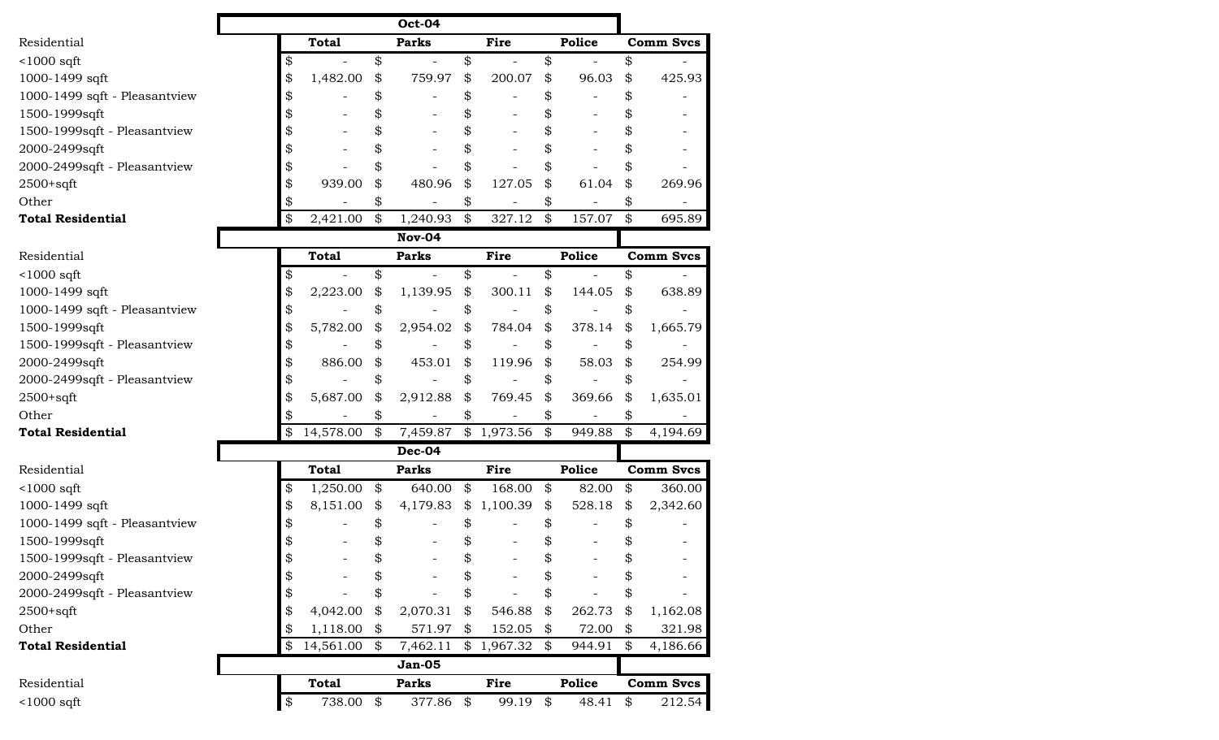| Oct-04 | | | | | |
|---|---|---|---|---|---|
| Residential | Total | Parks | Fire | Police | Comm Svcs |
| <1000 sqft | $ - | $ - | $ - | $ - | $ - |
| 1000-1499 sqft | $ 1,482.00 | $ 759.97 | $ 200.07 | $ 96.03 | $ 425.93 |
| 1000-1499 sqft - Pleasantview | $ - | $ - | $ - | $ - | $ - |
| 1500-1999sqft | $ - | $ - | $ - | $ - | $ - |
| 1500-1999sqft - Pleasantview | $ - | $ - | $ - | $ - | $ - |
| 2000-2499sqft | $ - | $ - | $ - | $ - | $ - |
| 2000-2499sqft - Pleasantview | $ - | $ - | $ - | $ - | $ - |
| 2500+sqft | $ 939.00 | $ 480.96 | $ 127.05 | $ 61.04 | $ 269.96 |
| Other | $ - | $ - | $ - | $ - | $ - |
| **Total Residential** | $ 2,421.00 | $ 1,240.93 | $ 327.12 | $ 157.07 | $ 695.89 |

| Nov-04 | | | | | |
|---|---|---|---|---|---|
| Residential | Total | Parks | Fire | Police | Comm Svcs |
| <1000 sqft | $ - | $ - | $ - | $ - | $ - |
| 1000-1499 sqft | $ 2,223.00 | $ 1,139.95 | $ 300.11 | $ 144.05 | $ 638.89 |
| 1000-1499 sqft - Pleasantview | $ - | $ - | $ - | $ - | $ - |
| 1500-1999sqft | $ 5,782.00 | $ 2,954.02 | $ 784.04 | $ 378.14 | $ 1,665.79 |
| 1500-1999sqft - Pleasantview | $ - | $ - | $ - | $ - | $ - |
| 2000-2499sqft | $ 886.00 | $ 453.01 | $ 119.96 | $ 58.03 | $ 254.99 |
| 2000-2499sqft - Pleasantview | $ - | $ - | $ - | $ - | $ - |
| 2500+sqft | $ 5,687.00 | $ 2,912.88 | $ 769.45 | $ 369.66 | $ 1,635.01 |
| Other | $ - | $ - | $ - | $ - | $ - |
| **Total Residential** | $ 14,578.00 | $ 7,459.87 | $ 1,973.56 | $ 949.88 | $ 4,194.69 |

| Dec-04 | | | | | |
|---|---|---|---|---|---|
| Residential | Total | Parks | Fire | Police | Comm Svcs |
| <1000 sqft | $ 1,250.00 | $ 640.00 | $ 168.00 | $ 82.00 | $ 360.00 |
| 1000-1499 sqft | $ 8,151.00 | $ 4,179.83 | $ 1,100.39 | $ 528.18 | $ 2,342.60 |
| 1000-1499 sqft - Pleasantview | $ - | $ - | $ - | $ - | $ - |
| 1500-1999sqft | $ - | $ - | $ - | $ - | $ - |
| 1500-1999sqft - Pleasantview | $ - | $ - | $ - | $ - | $ - |
| 2000-2499sqft | $ - | $ - | $ - | $ - | $ - |
| 2000-2499sqft - Pleasantview | $ - | $ - | $ - | $ - | $ - |
| 2500+sqft | $ 4,042.00 | $ 2,070.31 | $ 546.88 | $ 262.73 | $ 1,162.08 |
| Other | $ 1,118.00 | $ 571.97 | $ 152.05 | $ 72.00 | $ 321.98 |
| **Total Residential** | $ 14,561.00 | $ 7,462.11 | $ 1,967.32 | $ 944.91 | $ 4,186.66 |

| Jan-05 | | | | | |
|---|---|---|---|---|---|
| Residential | Total | Parks | Fire | Police | Comm Svcs |
| <1000 sqft | $ 738.00 | $ 377.86 | $ 99.19 | $ 48.41 | $ 212.54 |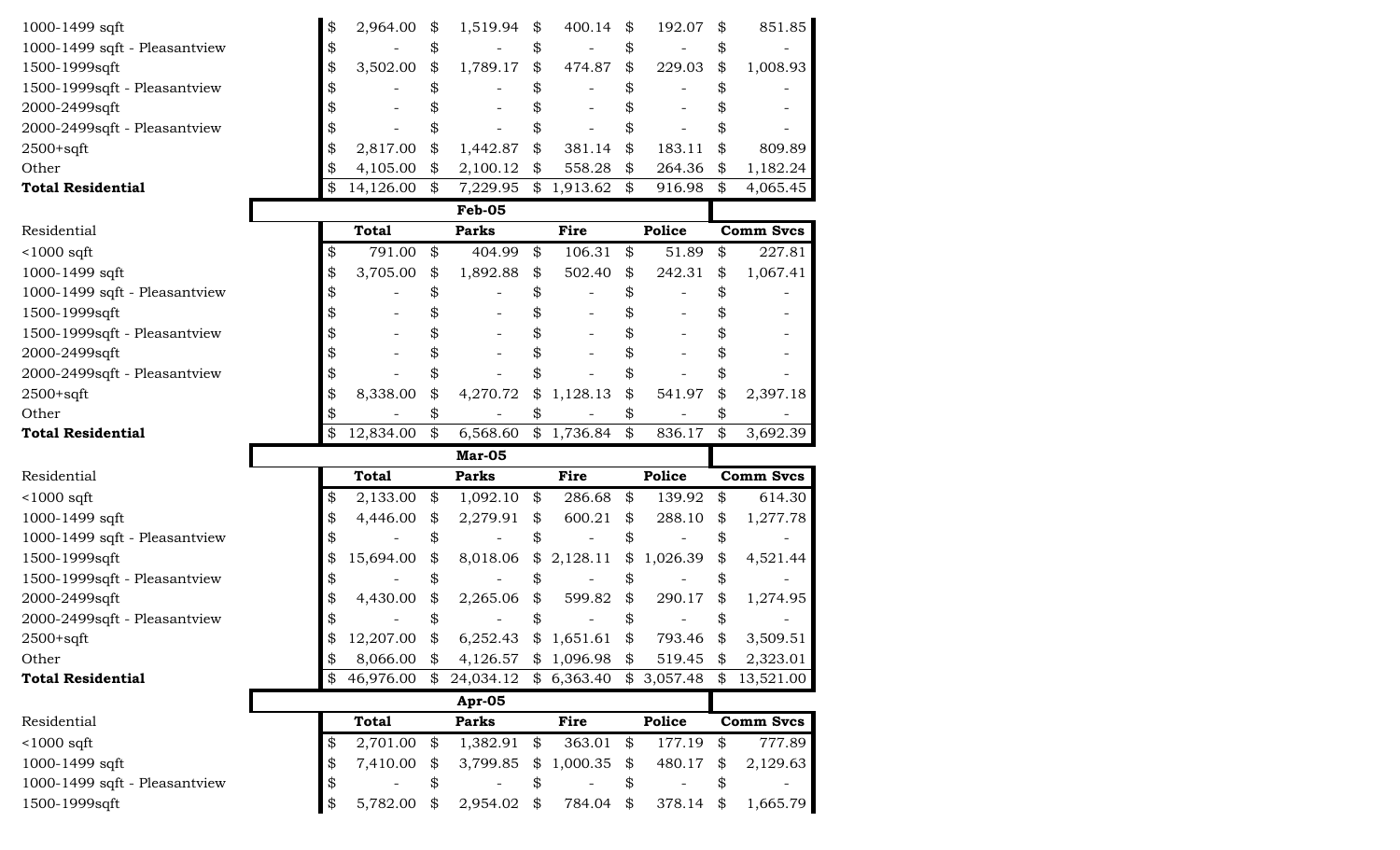| | Total | Parks | Fire | Police | Comm Svcs |
|---|---|---|---|---|---|
| 1000-1499 sqft | $ 2,964.00 | $ 1,519.94 | $ 400.14 | $ 192.07 | $ 851.85 |
| 1000-1499 sqft - Pleasantview | $ - | $ - | $ - | $ - | $ - |
| 1500-1999sqft | $ 3,502.00 | $ 1,789.17 | $ 474.87 | $ 229.03 | $ 1,008.93 |
| 1500-1999sqft - Pleasantview | $ - | $ - | $ - | $ - | $ - |
| 2000-2499sqft | $ - | $ - | $ - | $ - | $ - |
| 2000-2499sqft - Pleasantview | $ - | $ - | $ - | $ - | $ - |
| 2500+sqft | $ 2,817.00 | $ 1,442.87 | $ 381.14 | $ 183.11 | $ 809.89 |
| Other | $ 4,105.00 | $ 2,100.12 | $ 558.28 | $ 264.36 | $ 1,182.24 |
| **Total Residential** | $ 14,126.00 | $ 7,229.95 | $ 1,913.62 | $ 916.98 | $ 4,065.45 |

**Feb-05**

| Residential | Total | Parks | Fire | Police | Comm Svcs |
|---|---|---|---|---|---|
| <1000 sqft | $ 791.00 | $ 404.99 | $ 106.31 | $ 51.89 | $ 227.81 |
| 1000-1499 sqft | $ 3,705.00 | $ 1,892.88 | $ 502.40 | $ 242.31 | $ 1,067.41 |
| 1000-1499 sqft - Pleasantview | $ - | $ - | $ - | $ - | $ - |
| 1500-1999sqft | $ - | $ - | $ - | $ - | $ - |
| 1500-1999sqft - Pleasantview | $ - | $ - | $ - | $ - | $ - |
| 2000-2499sqft | $ - | $ - | $ - | $ - | $ - |
| 2000-2499sqft - Pleasantview | $ - | $ - | $ - | $ - | $ - |
| 2500+sqft | $ 8,338.00 | $ 4,270.72 | $ 1,128.13 | $ 541.97 | $ 2,397.18 |
| Other | $ - | $ - | $ - | $ - | $ - |
| **Total Residential** | $ 12,834.00 | $ 6,568.60 | $ 1,736.84 | $ 836.17 | $ 3,692.39 |

**Mar-05**

| Residential | Total | Parks | Fire | Police | Comm Svcs |
|---|---|---|---|---|---|
| <1000 sqft | $ 2,133.00 | $ 1,092.10 | $ 286.68 | $ 139.92 | $ 614.30 |
| 1000-1499 sqft | $ 4,446.00 | $ 2,279.91 | $ 600.21 | $ 288.10 | $ 1,277.78 |
| 1000-1499 sqft - Pleasantview | $ - | $ - | $ - | $ - | $ - |
| 1500-1999sqft | $ 15,694.00 | $ 8,018.06 | $ 2,128.11 | $ 1,026.39 | $ 4,521.44 |
| 1500-1999sqft - Pleasantview | $ - | $ - | $ - | $ - | $ - |
| 2000-2499sqft | $ 4,430.00 | $ 2,265.06 | $ 599.82 | $ 290.17 | $ 1,274.95 |
| 2000-2499sqft - Pleasantview | $ - | $ - | $ - | $ - | $ - |
| 2500+sqft | $ 12,207.00 | $ 6,252.43 | $ 1,651.61 | $ 793.46 | $ 3,509.51 |
| Other | $ 8,066.00 | $ 4,126.57 | $ 1,096.98 | $ 519.45 | $ 2,323.01 |
| **Total Residential** | $ 46,976.00 | $ 24,034.12 | $ 6,363.40 | $ 3,057.48 | $ 13,521.00 |

**Apr-05**

| Residential | Total | Parks | Fire | Police | Comm Svcs |
|---|---|---|---|---|---|
| <1000 sqft | $ 2,701.00 | $ 1,382.91 | $ 363.01 | $ 177.19 | $ 777.89 |
| 1000-1499 sqft | $ 7,410.00 | $ 3,799.85 | $ 1,000.35 | $ 480.17 | $ 2,129.63 |
| 1000-1499 sqft - Pleasantview | $ - | $ - | $ - | $ - | $ - |
| 1500-1999sqft | $ 5,782.00 | $ 2,954.02 | $ 784.04 | $ 378.14 | $ 1,665.79 |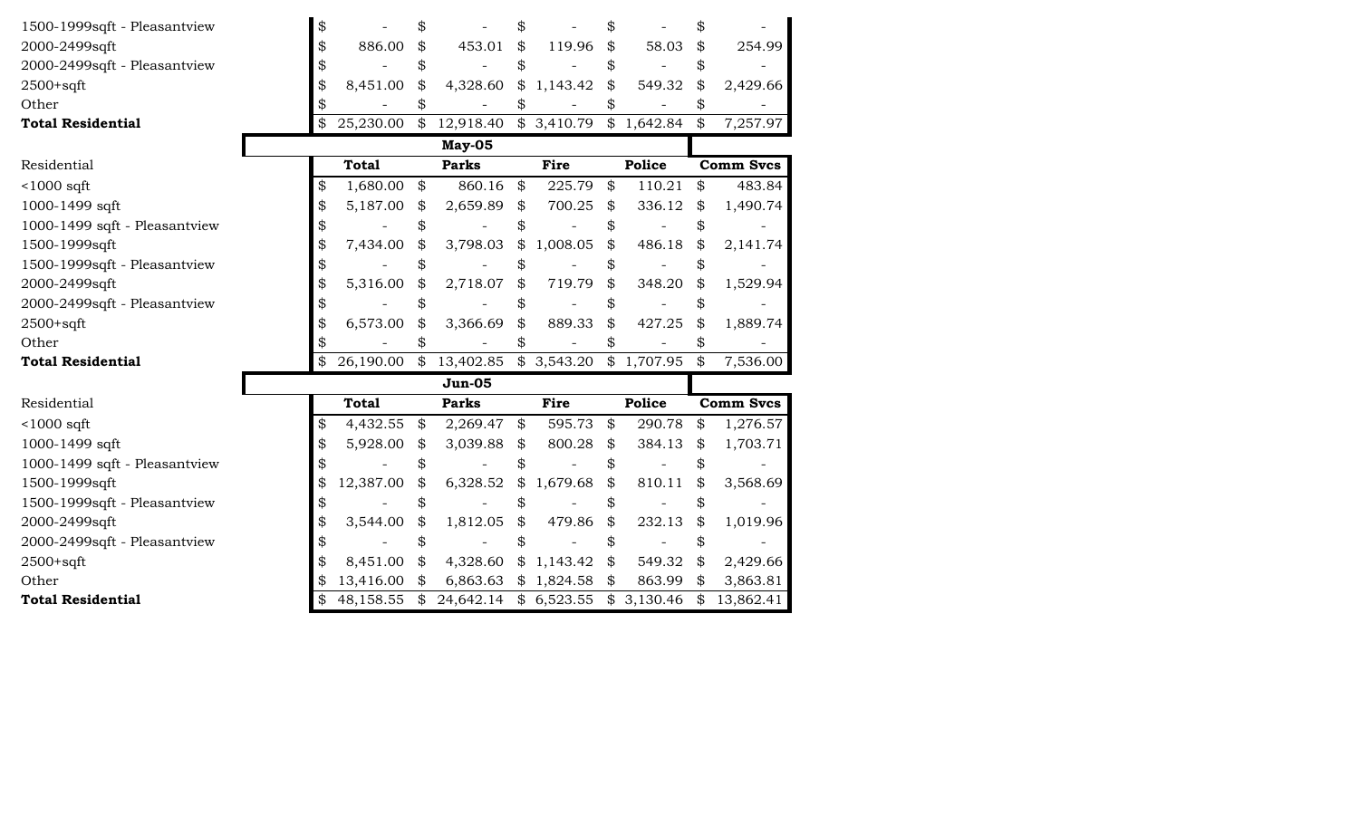| | Total | Parks | Fire | Police | Comm Svcs |
|---|---|---|---|---|---|
| 1500-1999sqft - Pleasantview | $ - | $ - | $ - | $ - | $ - |
| 2000-2499sqft | $ 886.00 | $ 453.01 | $ 119.96 | $ 58.03 | $ 254.99 |
| 2000-2499sqft - Pleasantview | $ - | $ - | $ - | $ - | $ - |
| 2500+sqft | $ 8,451.00 | $ 4,328.60 | $ 1,143.42 | $ 549.32 | $ 2,429.66 |
| Other | $ - | $ - | $ - | $ - | $ - |
| **Total Residential** | $ 25,230.00 | $ 12,918.40 | $ 3,410.79 | $ 1,642.84 | $ 7,257.97 |

**May-05**

| Residential | Total | Parks | Fire | Police | Comm Svcs |
|---|---|---|---|---|---|
| <1000 sqft | $ 1,680.00 | $ 860.16 | $ 225.79 | $ 110.21 | $ 483.84 |
| 1000-1499 sqft | $ 5,187.00 | $ 2,659.89 | $ 700.25 | $ 336.12 | $ 1,490.74 |
| 1000-1499 sqft - Pleasantview | $ - | $ - | $ - | $ - | $ - |
| 1500-1999sqft | $ 7,434.00 | $ 3,798.03 | $ 1,008.05 | $ 486.18 | $ 2,141.74 |
| 1500-1999sqft - Pleasantview | $ - | $ - | $ - | $ - | $ - |
| 2000-2499sqft | $ 5,316.00 | $ 2,718.07 | $ 719.79 | $ 348.20 | $ 1,529.94 |
| 2000-2499sqft - Pleasantview | $ - | $ - | $ - | $ - | $ - |
| 2500+sqft | $ 6,573.00 | $ 3,366.69 | $ 889.33 | $ 427.25 | $ 1,889.74 |
| Other | $ - | $ - | $ - | $ - | $ - |
| **Total Residential** | $ 26,190.00 | $ 13,402.85 | $ 3,543.20 | $ 1,707.95 | $ 7,536.00 |

**Jun-05**

| Residential | Total | Parks | Fire | Police | Comm Svcs |
|---|---|---|---|---|---|
| <1000 sqft | $ 4,432.55 | $ 2,269.47 | $ 595.73 | $ 290.78 | $ 1,276.57 |
| 1000-1499 sqft | $ 5,928.00 | $ 3,039.88 | $ 800.28 | $ 384.13 | $ 1,703.71 |
| 1000-1499 sqft - Pleasantview | $ - | $ - | $ - | $ - | $ - |
| 1500-1999sqft | $ 12,387.00 | $ 6,328.52 | $ 1,679.68 | $ 810.11 | $ 3,568.69 |
| 1500-1999sqft - Pleasantview | $ - | $ - | $ - | $ - | $ - |
| 2000-2499sqft | $ 3,544.00 | $ 1,812.05 | $ 479.86 | $ 232.13 | $ 1,019.96 |
| 2000-2499sqft - Pleasantview | $ - | $ - | $ - | $ - | $ - |
| 2500+sqft | $ 8,451.00 | $ 4,328.60 | $ 1,143.42 | $ 549.32 | $ 2,429.66 |
| Other | $ 13,416.00 | $ 6,863.63 | $ 1,824.58 | $ 863.99 | $ 3,863.81 |
| **Total Residential** | $ 48,158.55 | $ 24,642.14 | $ 6,523.55 | $ 3,130.46 | $ 13,862.41 |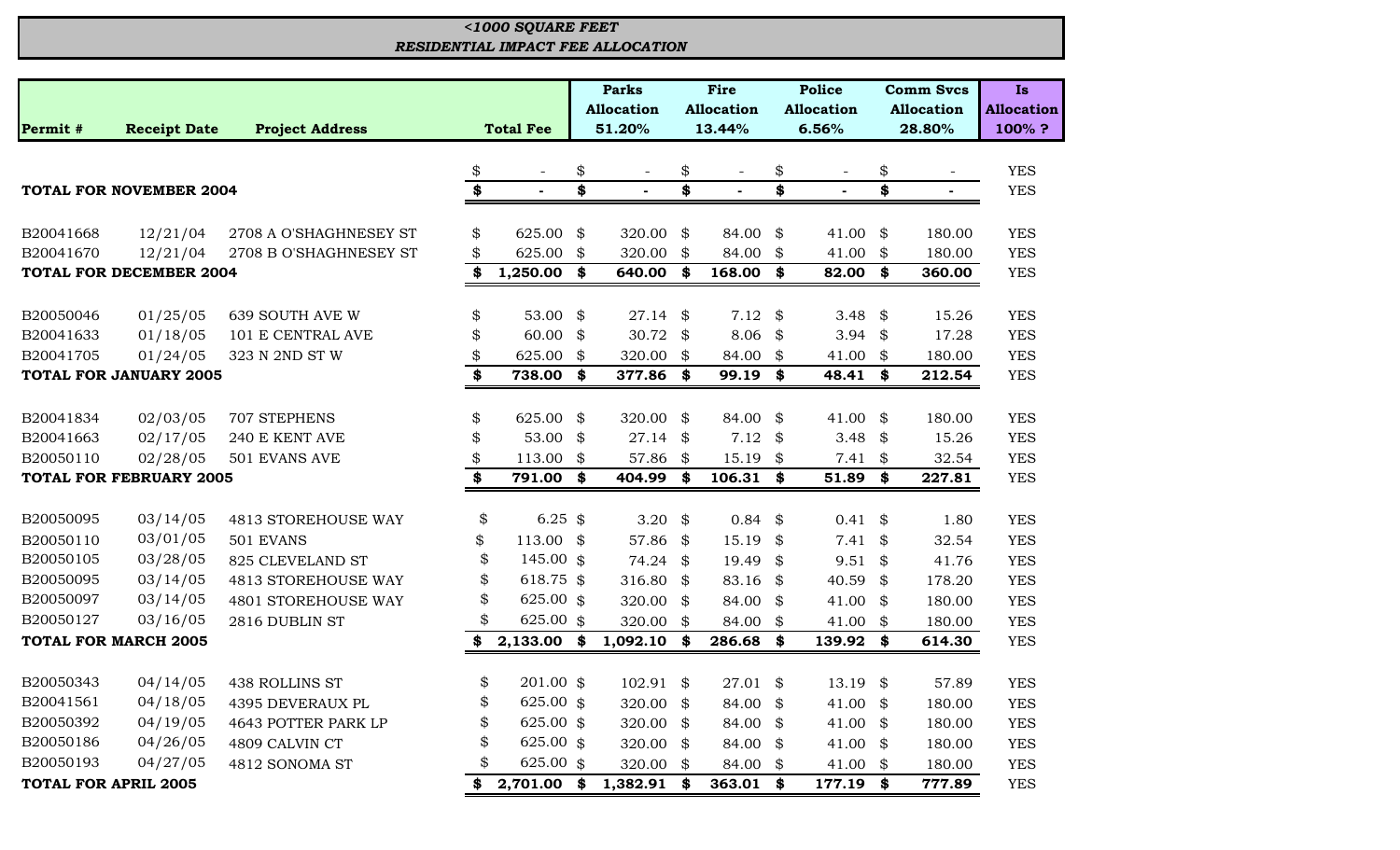***<1000 SQUARE FEET***
***RESIDENTIAL IMPACT FEE ALLOCATION***

| Permit # | Receipt Date | Project Address | Total Fee | Parks Allocation 51.20% | Fire Allocation 13.44% | Police Allocation 6.56% | Comm Svcs Allocation 28.80% | Is Allocation 100% ? |
|---|---|---|---|---|---|---|---|---|
| | | | $ - | $ - | $ - | $ - | $ - | YES |
| **TOTAL FOR NOVEMBER 2004** | | | **$ -** | **$ -** | **$ -** | **$ -** | **$ -** | YES |
| B20041668 | 12/21/04 | 2708 A O'SHAGHNESEY ST | $ 625.00 | $ 320.00 | $ 84.00 | $ 41.00 | $ 180.00 | YES |
| B20041670 | 12/21/04 | 2708 B O'SHAGHNESEY ST | $ 625.00 | $ 320.00 | $ 84.00 | $ 41.00 | $ 180.00 | YES |
| **TOTAL FOR DECEMBER 2004** | | | **$ 1,250.00** | **$ 640.00** | **$ 168.00** | **$ 82.00** | **$ 360.00** | YES |
| B20050046 | 01/25/05 | 639 SOUTH AVE W | $ 53.00 | $ 27.14 | $ 7.12 | $ 3.48 | $ 15.26 | YES |
| B20041633 | 01/18/05 | 101 E CENTRAL AVE | $ 60.00 | $ 30.72 | $ 8.06 | $ 3.94 | $ 17.28 | YES |
| B20041705 | 01/24/05 | 323 N 2ND ST W | $ 625.00 | $ 320.00 | $ 84.00 | $ 41.00 | $ 180.00 | YES |
| **TOTAL FOR JANUARY 2005** | | | **$ 738.00** | **$ 377.86** | **$ 99.19** | **$ 48.41** | **$ 212.54** | YES |
| B20041834 | 02/03/05 | 707 STEPHENS | $ 625.00 | $ 320.00 | $ 84.00 | $ 41.00 | $ 180.00 | YES |
| B20041663 | 02/17/05 | 240 E KENT AVE | $ 53.00 | $ 27.14 | $ 7.12 | $ 3.48 | $ 15.26 | YES |
| B20050110 | 02/28/05 | 501 EVANS AVE | $ 113.00 | $ 57.86 | $ 15.19 | $ 7.41 | $ 32.54 | YES |
| **TOTAL FOR FEBRUARY 2005** | | | **$ 791.00** | **$ 404.99** | **$ 106.31** | **$ 51.89** | **$ 227.81** | YES |
| B20050095 | 03/14/05 | 4813 STOREHOUSE WAY | $ 6.25 | $ 3.20 | $ 0.84 | $ 0.41 | $ 1.80 | YES |
| B20050110 | 03/01/05 | 501 EVANS | $ 113.00 | $ 57.86 | $ 15.19 | $ 7.41 | $ 32.54 | YES |
| B20050105 | 03/28/05 | 825 CLEVELAND ST | $ 145.00 | $ 74.24 | $ 19.49 | $ 9.51 | $ 41.76 | YES |
| B20050095 | 03/14/05 | 4813 STOREHOUSE WAY | $ 618.75 | $ 316.80 | $ 83.16 | $ 40.59 | $ 178.20 | YES |
| B20050097 | 03/14/05 | 4801 STOREHOUSE WAY | $ 625.00 | $ 320.00 | $ 84.00 | $ 41.00 | $ 180.00 | YES |
| B20050127 | 03/16/05 | 2816 DUBLIN ST | $ 625.00 | $ 320.00 | $ 84.00 | $ 41.00 | $ 180.00 | YES |
| **TOTAL FOR MARCH 2005** | | | **$ 2,133.00** | **$ 1,092.10** | **$ 286.68** | **$ 139.92** | **$ 614.30** | YES |
| B20050343 | 04/14/05 | 438 ROLLINS ST | $ 201.00 | $ 102.91 | $ 27.01 | $ 13.19 | $ 57.89 | YES |
| B20041561 | 04/18/05 | 4395 DEVERAUX PL | $ 625.00 | $ 320.00 | $ 84.00 | $ 41.00 | $ 180.00 | YES |
| B20050392 | 04/19/05 | 4643 POTTER PARK LP | $ 625.00 | $ 320.00 | $ 84.00 | $ 41.00 | $ 180.00 | YES |
| B20050186 | 04/26/05 | 4809 CALVIN CT | $ 625.00 | $ 320.00 | $ 84.00 | $ 41.00 | $ 180.00 | YES |
| B20050193 | 04/27/05 | 4812 SONOMA ST | $ 625.00 | $ 320.00 | $ 84.00 | $ 41.00 | $ 180.00 | YES |
| **TOTAL FOR APRIL 2005** | | | **$ 2,701.00** | **$ 1,382.91** | **$ 363.01** | **$ 177.19** | **$ 777.89** | YES |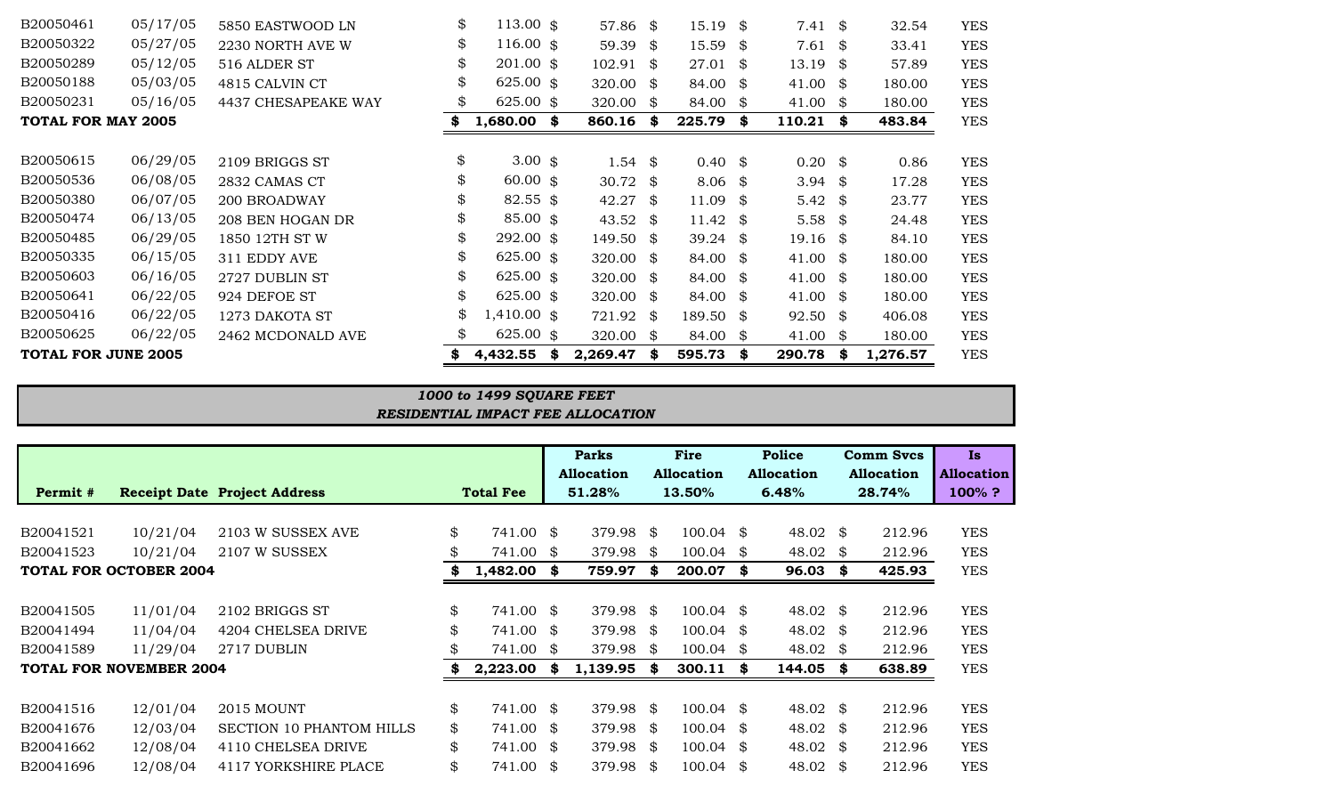| | | | | | | | | |
|---|---|---|---|---|---|---|---|---|
| B20050461 | 05/17/05 | 5850 EASTWOOD LN | $ 113.00 | $ 57.86 | $ 15.19 | $ 7.41 | $ 32.54 | YES |
| B20050322 | 05/27/05 | 2230 NORTH AVE W | $ 116.00 | $ 59.39 | $ 15.59 | $ 7.61 | $ 33.41 | YES |
| B20050289 | 05/12/05 | 516 ALDER ST | $ 201.00 | $ 102.91 | $ 27.01 | $ 13.19 | $ 57.89 | YES |
| B20050188 | 05/03/05 | 4815 CALVIN CT | $ 625.00 | $ 320.00 | $ 84.00 | $ 41.00 | $ 180.00 | YES |
| B20050231 | 05/16/05 | 4437 CHESAPEAKE WAY | $ 625.00 | $ 320.00 | $ 84.00 | $ 41.00 | $ 180.00 | YES |
| **TOTAL FOR MAY 2005** | | | **$ 1,680.00** | **$ 860.16** | **$ 225.79** | **$ 110.21** | **$ 483.84** | YES |
| B20050615 | 06/29/05 | 2109 BRIGGS ST | $ 3.00 | $ 1.54 | $ 0.40 | $ 0.20 | $ 0.86 | YES |
| B20050536 | 06/08/05 | 2832 CAMAS CT | $ 60.00 | $ 30.72 | $ 8.06 | $ 3.94 | $ 17.28 | YES |
| B20050380 | 06/07/05 | 200 BROADWAY | $ 82.55 | $ 42.27 | $ 11.09 | $ 5.42 | $ 23.77 | YES |
| B20050474 | 06/13/05 | 208 BEN HOGAN DR | $ 85.00 | $ 43.52 | $ 11.42 | $ 5.58 | $ 24.48 | YES |
| B20050485 | 06/29/05 | 1850 12TH ST W | $ 292.00 | $ 149.50 | $ 39.24 | $ 19.16 | $ 84.10 | YES |
| B20050335 | 06/15/05 | 311 EDDY AVE | $ 625.00 | $ 320.00 | $ 84.00 | $ 41.00 | $ 180.00 | YES |
| B20050603 | 06/16/05 | 2727 DUBLIN ST | $ 625.00 | $ 320.00 | $ 84.00 | $ 41.00 | $ 180.00 | YES |
| B20050641 | 06/22/05 | 924 DEFOE ST | $ 625.00 | $ 320.00 | $ 84.00 | $ 41.00 | $ 180.00 | YES |
| B20050416 | 06/22/05 | 1273 DAKOTA ST | $ 1,410.00 | $ 721.92 | $ 189.50 | $ 92.50 | $ 406.08 | YES |
| B20050625 | 06/22/05 | 2462 MCDONALD AVE | $ 625.00 | $ 320.00 | $ 84.00 | $ 41.00 | $ 180.00 | YES |
| **TOTAL FOR JUNE 2005** | | | **$ 4,432.55** | **$ 2,269.47** | **$ 595.73** | **$ 290.78** | **$ 1,276.57** | YES |

***1000 to 1499 SQUARE FEET***
***RESIDENTIAL IMPACT FEE ALLOCATION***

| Permit # | Receipt Date | Project Address | Total Fee | Parks Allocation 51.28% | Fire Allocation 13.50% | Police Allocation 6.48% | Comm Svcs Allocation 28.74% | Is Allocation 100% ? |
|---|---|---|---|---|---|---|---|---|
| B20041521 | 10/21/04 | 2103 W SUSSEX AVE | $ 741.00 | $ 379.98 | $ 100.04 | $ 48.02 | $ 212.96 | YES |
| B20041523 | 10/21/04 | 2107 W SUSSEX | $ 741.00 | $ 379.98 | $ 100.04 | $ 48.02 | $ 212.96 | YES |
| **TOTAL FOR OCTOBER 2004** | | | **$ 1,482.00** | **$ 759.97** | **$ 200.07** | **$ 96.03** | **$ 425.93** | YES |
| B20041505 | 11/01/04 | 2102 BRIGGS ST | $ 741.00 | $ 379.98 | $ 100.04 | $ 48.02 | $ 212.96 | YES |
| B20041494 | 11/04/04 | 4204 CHELSEA DRIVE | $ 741.00 | $ 379.98 | $ 100.04 | $ 48.02 | $ 212.96 | YES |
| B20041589 | 11/29/04 | 2717 DUBLIN | $ 741.00 | $ 379.98 | $ 100.04 | $ 48.02 | $ 212.96 | YES |
| **TOTAL FOR NOVEMBER 2004** | | | **$ 2,223.00** | **$ 1,139.95** | **$ 300.11** | **$ 144.05** | **$ 638.89** | YES |
| B20041516 | 12/01/04 | 2015 MOUNT | $ 741.00 | $ 379.98 | $ 100.04 | $ 48.02 | $ 212.96 | YES |
| B20041676 | 12/03/04 | SECTION 10 PHANTOM HILLS | $ 741.00 | $ 379.98 | $ 100.04 | $ 48.02 | $ 212.96 | YES |
| B20041662 | 12/08/04 | 4110 CHELSEA DRIVE | $ 741.00 | $ 379.98 | $ 100.04 | $ 48.02 | $ 212.96 | YES |
| B20041696 | 12/08/04 | 4117 YORKSHIRE PLACE | $ 741.00 | $ 379.98 | $ 100.04 | $ 48.02 | $ 212.96 | YES |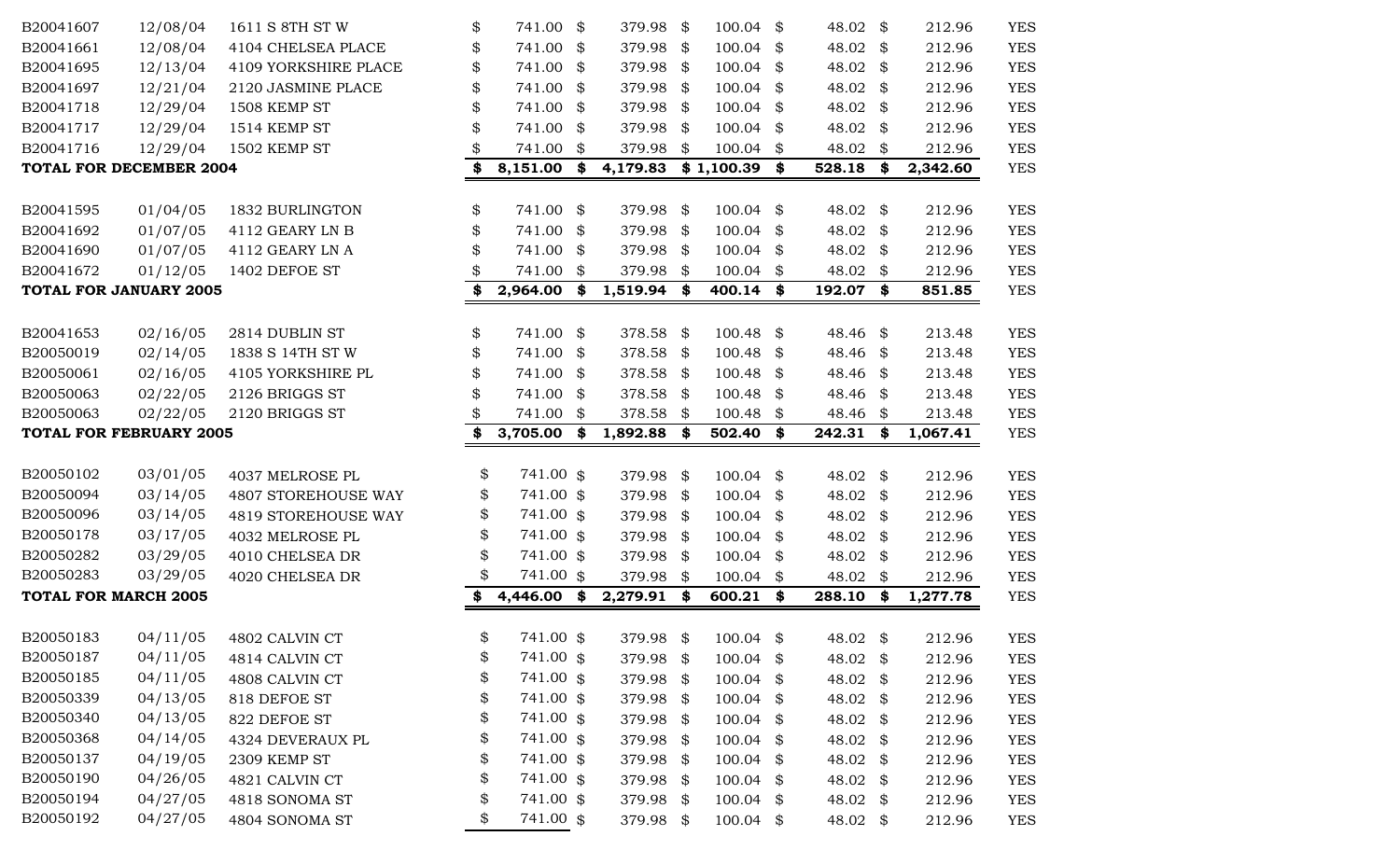| | | | | | | | | |
|---|---|---|---|---|---|---|---|---|
| B20041607 | 12/08/04 | 1611 S 8TH ST W | $ 741.00 | $ 379.98 | $ 100.04 | $ 48.02 | $ 212.96 | YES |
| B20041661 | 12/08/04 | 4104 CHELSEA PLACE | $ 741.00 | $ 379.98 | $ 100.04 | $ 48.02 | $ 212.96 | YES |
| B20041695 | 12/13/04 | 4109 YORKSHIRE PLACE | $ 741.00 | $ 379.98 | $ 100.04 | $ 48.02 | $ 212.96 | YES |
| B20041697 | 12/21/04 | 2120 JASMINE PLACE | $ 741.00 | $ 379.98 | $ 100.04 | $ 48.02 | $ 212.96 | YES |
| B20041718 | 12/29/04 | 1508 KEMP ST | $ 741.00 | $ 379.98 | $ 100.04 | $ 48.02 | $ 212.96 | YES |
| B20041717 | 12/29/04 | 1514 KEMP ST | $ 741.00 | $ 379.98 | $ 100.04 | $ 48.02 | $ 212.96 | YES |
| B20041716 | 12/29/04 | 1502 KEMP ST | $ 741.00 | $ 379.98 | $ 100.04 | $ 48.02 | $ 212.96 | YES |
| **TOTAL FOR DECEMBER 2004** | | | **$ 8,151.00** | **$ 4,179.83** | **$ 1,100.39** | **$ 528.18** | **$ 2,342.60** | YES |
| | | | | | | | | |
| B20041595 | 01/04/05 | 1832 BURLINGTON | $ 741.00 | $ 379.98 | $ 100.04 | $ 48.02 | $ 212.96 | YES |
| B20041692 | 01/07/05 | 4112 GEARY LN B | $ 741.00 | $ 379.98 | $ 100.04 | $ 48.02 | $ 212.96 | YES |
| B20041690 | 01/07/05 | 4112 GEARY LN A | $ 741.00 | $ 379.98 | $ 100.04 | $ 48.02 | $ 212.96 | YES |
| B20041672 | 01/12/05 | 1402 DEFOE ST | $ 741.00 | $ 379.98 | $ 100.04 | $ 48.02 | $ 212.96 | YES |
| **TOTAL FOR JANUARY 2005** | | | **$ 2,964.00** | **$ 1,519.94** | **$ 400.14** | **$ 192.07** | **$ 851.85** | YES |
| | | | | | | | | |
| B20041653 | 02/16/05 | 2814 DUBLIN ST | $ 741.00 | $ 378.58 | $ 100.48 | $ 48.46 | $ 213.48 | YES |
| B20050019 | 02/14/05 | 1838 S 14TH ST W | $ 741.00 | $ 378.58 | $ 100.48 | $ 48.46 | $ 213.48 | YES |
| B20050061 | 02/16/05 | 4105 YORKSHIRE PL | $ 741.00 | $ 378.58 | $ 100.48 | $ 48.46 | $ 213.48 | YES |
| B20050063 | 02/22/05 | 2126 BRIGGS ST | $ 741.00 | $ 378.58 | $ 100.48 | $ 48.46 | $ 213.48 | YES |
| B20050063 | 02/22/05 | 2120 BRIGGS ST | $ 741.00 | $ 378.58 | $ 100.48 | $ 48.46 | $ 213.48 | YES |
| **TOTAL FOR FEBRUARY 2005** | | | **$ 3,705.00** | **$ 1,892.88** | **$ 502.40** | **$ 242.31** | **$ 1,067.41** | YES |
| | | | | | | | | |
| B20050102 | 03/01/05 | 4037 MELROSE PL | $ 741.00 | $ 379.98 | $ 100.04 | $ 48.02 | $ 212.96 | YES |
| B20050094 | 03/14/05 | 4807 STOREHOUSE WAY | $ 741.00 | $ 379.98 | $ 100.04 | $ 48.02 | $ 212.96 | YES |
| B20050096 | 03/14/05 | 4819 STOREHOUSE WAY | $ 741.00 | $ 379.98 | $ 100.04 | $ 48.02 | $ 212.96 | YES |
| B20050178 | 03/17/05 | 4032 MELROSE PL | $ 741.00 | $ 379.98 | $ 100.04 | $ 48.02 | $ 212.96 | YES |
| B20050282 | 03/29/05 | 4010 CHELSEA DR | $ 741.00 | $ 379.98 | $ 100.04 | $ 48.02 | $ 212.96 | YES |
| B20050283 | 03/29/05 | 4020 CHELSEA DR | $ 741.00 | $ 379.98 | $ 100.04 | $ 48.02 | $ 212.96 | YES |
| **TOTAL FOR MARCH 2005** | | | **$ 4,446.00** | **$ 2,279.91** | **$ 600.21** | **$ 288.10** | **$ 1,277.78** | YES |
| | | | | | | | | |
| B20050183 | 04/11/05 | 4802 CALVIN CT | $ 741.00 | $ 379.98 | $ 100.04 | $ 48.02 | $ 212.96 | YES |
| B20050187 | 04/11/05 | 4814 CALVIN CT | $ 741.00 | $ 379.98 | $ 100.04 | $ 48.02 | $ 212.96 | YES |
| B20050185 | 04/11/05 | 4808 CALVIN CT | $ 741.00 | $ 379.98 | $ 100.04 | $ 48.02 | $ 212.96 | YES |
| B20050339 | 04/13/05 | 818 DEFOE ST | $ 741.00 | $ 379.98 | $ 100.04 | $ 48.02 | $ 212.96 | YES |
| B20050340 | 04/13/05 | 822 DEFOE ST | $ 741.00 | $ 379.98 | $ 100.04 | $ 48.02 | $ 212.96 | YES |
| B20050368 | 04/14/05 | 4324 DEVERAUX PL | $ 741.00 | $ 379.98 | $ 100.04 | $ 48.02 | $ 212.96 | YES |
| B20050137 | 04/19/05 | 2309 KEMP ST | $ 741.00 | $ 379.98 | $ 100.04 | $ 48.02 | $ 212.96 | YES |
| B20050190 | 04/26/05 | 4821 CALVIN CT | $ 741.00 | $ 379.98 | $ 100.04 | $ 48.02 | $ 212.96 | YES |
| B20050194 | 04/27/05 | 4818 SONOMA ST | $ 741.00 | $ 379.98 | $ 100.04 | $ 48.02 | $ 212.96 | YES |
| B20050192 | 04/27/05 | 4804 SONOMA ST | $ 741.00 | $ 379.98 | $ 100.04 | $ 48.02 | $ 212.96 | YES |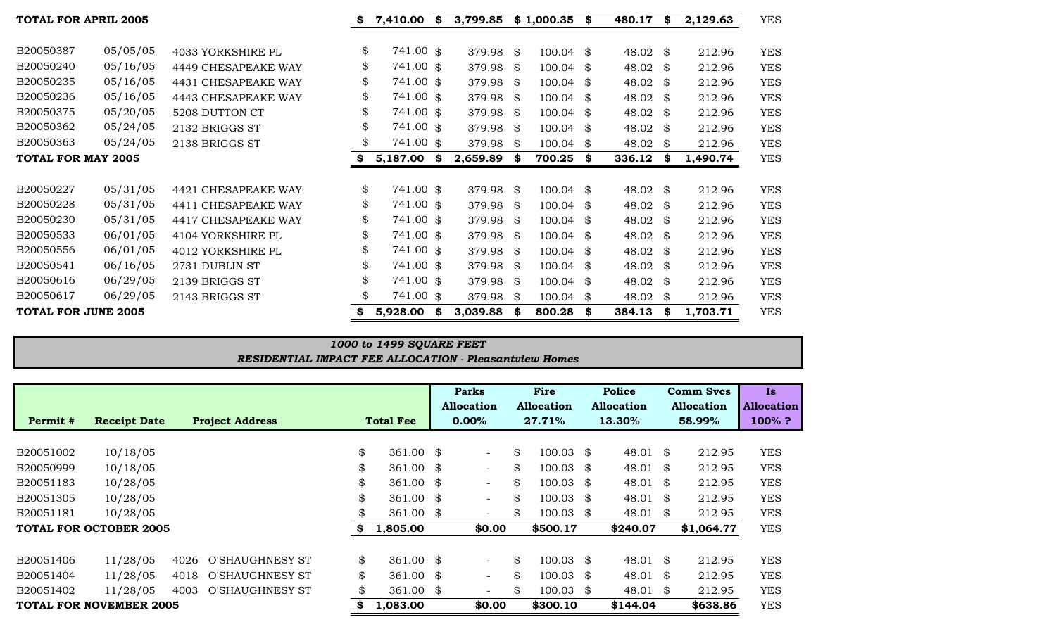| | | | | | | | | |
|---|---|---|---|---|---|---|---|---|
| **TOTAL FOR APRIL 2005** | | | **$ 7,410.00** | **$ 3,799.85** | **$ 1,000.35** | **$ 480.17** | **$ 2,129.63** | YES |
| | | | | | | | | |
| B20050387 | 05/05/05 | 4033 YORKSHIRE PL | $ 741.00 | $ 379.98 | $ 100.04 | $ 48.02 | $ 212.96 | YES |
| B20050240 | 05/16/05 | 4449 CHESAPEAKE WAY | $ 741.00 | $ 379.98 | $ 100.04 | $ 48.02 | $ 212.96 | YES |
| B20050235 | 05/16/05 | 4431 CHESAPEAKE WAY | $ 741.00 | $ 379.98 | $ 100.04 | $ 48.02 | $ 212.96 | YES |
| B20050236 | 05/16/05 | 4443 CHESAPEAKE WAY | $ 741.00 | $ 379.98 | $ 100.04 | $ 48.02 | $ 212.96 | YES |
| B20050375 | 05/20/05 | 5208 DUTTON CT | $ 741.00 | $ 379.98 | $ 100.04 | $ 48.02 | $ 212.96 | YES |
| B20050362 | 05/24/05 | 2132 BRIGGS ST | $ 741.00 | $ 379.98 | $ 100.04 | $ 48.02 | $ 212.96 | YES |
| B20050363 | 05/24/05 | 2138 BRIGGS ST | $ 741.00 | $ 379.98 | $ 100.04 | $ 48.02 | $ 212.96 | YES |
| **TOTAL FOR MAY 2005** | | | **$ 5,187.00** | **$ 2,659.89** | **$ 700.25** | **$ 336.12** | **$ 1,490.74** | YES |
| | | | | | | | | |
| B20050227 | 05/31/05 | 4421 CHESAPEAKE WAY | $ 741.00 | $ 379.98 | $ 100.04 | $ 48.02 | $ 212.96 | YES |
| B20050228 | 05/31/05 | 4411 CHESAPEAKE WAY | $ 741.00 | $ 379.98 | $ 100.04 | $ 48.02 | $ 212.96 | YES |
| B20050230 | 05/31/05 | 4417 CHESAPEAKE WAY | $ 741.00 | $ 379.98 | $ 100.04 | $ 48.02 | $ 212.96 | YES |
| B20050533 | 06/01/05 | 4104 YORKSHIRE PL | $ 741.00 | $ 379.98 | $ 100.04 | $ 48.02 | $ 212.96 | YES |
| B20050556 | 06/01/05 | 4012 YORKSHIRE PL | $ 741.00 | $ 379.98 | $ 100.04 | $ 48.02 | $ 212.96 | YES |
| B20050541 | 06/16/05 | 2731 DUBLIN ST | $ 741.00 | $ 379.98 | $ 100.04 | $ 48.02 | $ 212.96 | YES |
| B20050616 | 06/29/05 | 2139 BRIGGS ST | $ 741.00 | $ 379.98 | $ 100.04 | $ 48.02 | $ 212.96 | YES |
| B20050617 | 06/29/05 | 2143 BRIGGS ST | $ 741.00 | $ 379.98 | $ 100.04 | $ 48.02 | $ 212.96 | YES |
| **TOTAL FOR JUNE 2005** | | | **$ 5,928.00** | **$ 3,039.88** | **$ 800.28** | **$ 384.13** | **$ 1,703.71** | YES |

***1000 to 1499 SQUARE FEET***
***RESIDENTIAL IMPACT FEE ALLOCATION - Pleasantview Homes***

| Permit # | Receipt Date | Project Address | Total Fee | Parks Allocation 0.00% | Fire Allocation 27.71% | Police Allocation 13.30% | Comm Svcs Allocation 58.99% | Is Allocation 100% ? |
|---|---|---|---|---|---|---|---|---|
| B20051002 | 10/18/05 | | $ 361.00 | $ - | $ 100.03 | $ 48.01 | $ 212.95 | YES |
| B20050999 | 10/18/05 | | $ 361.00 | $ - | $ 100.03 | $ 48.01 | $ 212.95 | YES |
| B20051183 | 10/28/05 | | $ 361.00 | $ - | $ 100.03 | $ 48.01 | $ 212.95 | YES |
| B20051305 | 10/28/05 | | $ 361.00 | $ - | $ 100.03 | $ 48.01 | $ 212.95 | YES |
| B20051181 | 10/28/05 | | $ 361.00 | $ - | $ 100.03 | $ 48.01 | $ 212.95 | YES |
| **TOTAL FOR OCTOBER 2005** | | | **$ 1,805.00** | **$0.00** | **$500.17** | **$240.07** | **$1,064.77** | YES |
| | | | | | | | | |
| B20051406 | 11/28/05 | 4026 O'SHAUGHNESY ST | $ 361.00 | $ - | $ 100.03 | $ 48.01 | $ 212.95 | YES |
| B20051404 | 11/28/05 | 4018 O'SHAUGHNESY ST | $ 361.00 | $ - | $ 100.03 | $ 48.01 | $ 212.95 | YES |
| B20051402 | 11/28/05 | 4003 O'SHAUGHNESY ST | $ 361.00 | $ - | $ 100.03 | $ 48.01 | $ 212.95 | YES |
| **TOTAL FOR NOVEMBER 2005** | | | **$ 1,083.00** | **$0.00** | **$300.10** | **$144.04** | **$638.86** | YES |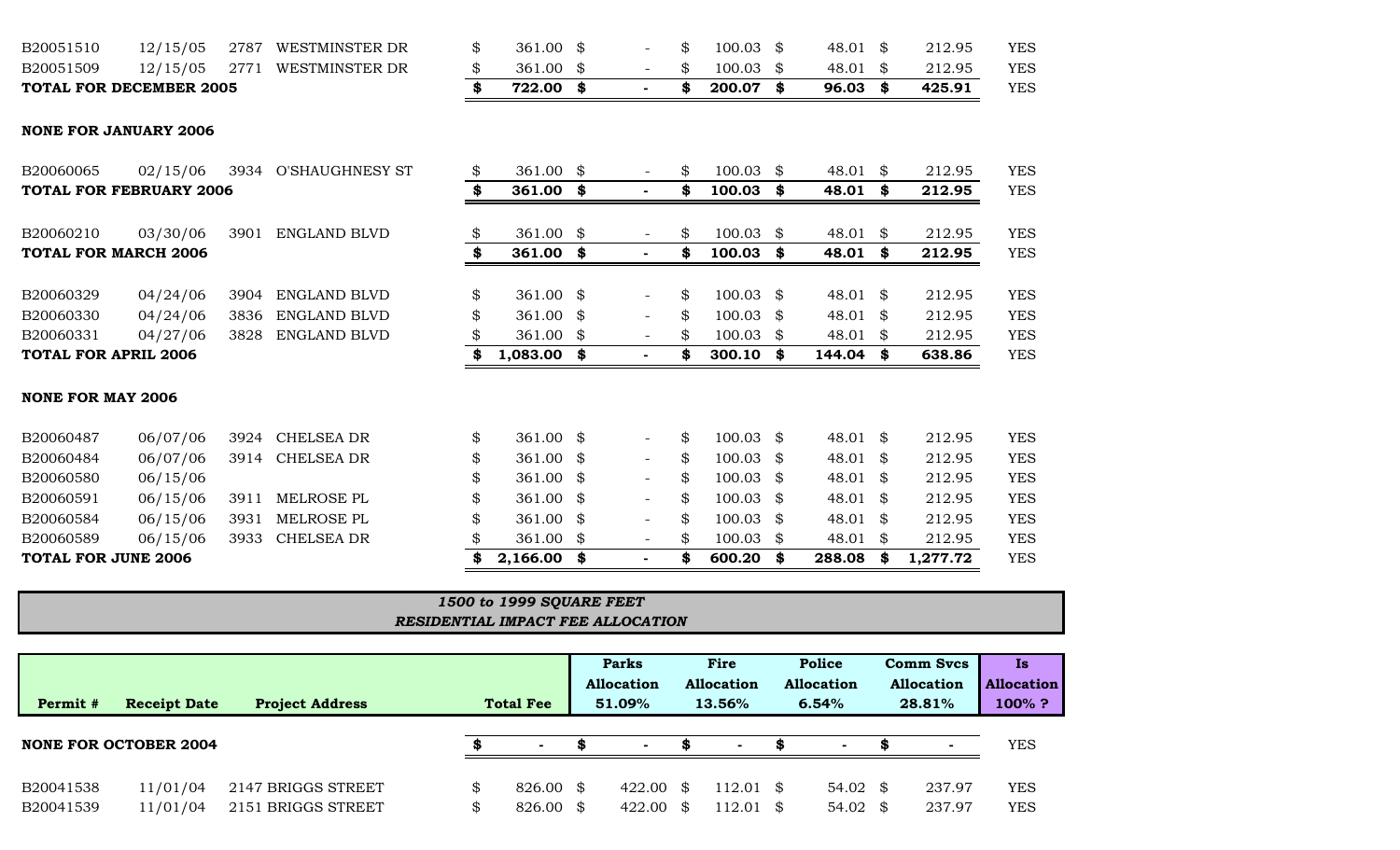| | | | | | | | | |
|---|---|---|---|---|---|---|---|---|
| B20051510 | 12/15/05 | 2787 WESTMINSTER DR | $ 361.00 | $ - | $ 100.03 | $ 48.01 | $ 212.95 | YES |
| B20051509 | 12/15/05 | 2771 WESTMINSTER DR | $ 361.00 | $ - | $ 100.03 | $ 48.01 | $ 212.95 | YES |
| **TOTAL FOR DECEMBER 2005** | | | **$ 722.00** | **$ -** | **$ 200.07** | **$ 96.03** | **$ 425.91** | YES |
| **NONE FOR JANUARY 2006** | | | | | | | | |
| B20060065 | 02/15/06 | 3934 O'SHAUGHNESY ST | $ 361.00 | $ - | $ 100.03 | $ 48.01 | $ 212.95 | YES |
| **TOTAL FOR FEBRUARY 2006** | | | **$ 361.00** | **$ -** | **$ 100.03** | **$ 48.01** | **$ 212.95** | YES |
| B20060210 | 03/30/06 | 3901 ENGLAND BLVD | $ 361.00 | $ - | $ 100.03 | $ 48.01 | $ 212.95 | YES |
| **TOTAL FOR MARCH 2006** | | | **$ 361.00** | **$ -** | **$ 100.03** | **$ 48.01** | **$ 212.95** | YES |
| B20060329 | 04/24/06 | 3904 ENGLAND BLVD | $ 361.00 | $ - | $ 100.03 | $ 48.01 | $ 212.95 | YES |
| B20060330 | 04/24/06 | 3836 ENGLAND BLVD | $ 361.00 | $ - | $ 100.03 | $ 48.01 | $ 212.95 | YES |
| B20060331 | 04/27/06 | 3828 ENGLAND BLVD | $ 361.00 | $ - | $ 100.03 | $ 48.01 | $ 212.95 | YES |
| **TOTAL FOR APRIL 2006** | | | **$ 1,083.00** | **$ -** | **$ 300.10** | **$ 144.04** | **$ 638.86** | YES |
| **NONE FOR MAY 2006** | | | | | | | | |
| B20060487 | 06/07/06 | 3924 CHELSEA DR | $ 361.00 | $ - | $ 100.03 | $ 48.01 | $ 212.95 | YES |
| B20060484 | 06/07/06 | 3914 CHELSEA DR | $ 361.00 | $ - | $ 100.03 | $ 48.01 | $ 212.95 | YES |
| B20060580 | 06/15/06 | | $ 361.00 | $ - | $ 100.03 | $ 48.01 | $ 212.95 | YES |
| B20060591 | 06/15/06 | 3911 MELROSE PL | $ 361.00 | $ - | $ 100.03 | $ 48.01 | $ 212.95 | YES |
| B20060584 | 06/15/06 | 3931 MELROSE PL | $ 361.00 | $ - | $ 100.03 | $ 48.01 | $ 212.95 | YES |
| B20060589 | 06/15/06 | 3933 CHELSEA DR | $ 361.00 | $ - | $ 100.03 | $ 48.01 | $ 212.95 | YES |
| **TOTAL FOR JUNE 2006** | | | **$ 2,166.00** | **$ -** | **$ 600.20** | **$ 288.08** | **$ 1,277.72** | YES |

***1500 to 1999 SQUARE FEET***
***RESIDENTIAL IMPACT FEE ALLOCATION***

| Permit # | Receipt Date | Project Address | Total Fee | Parks Allocation 51.09% | Fire Allocation 13.56% | Police Allocation 6.54% | Comm Svcs Allocation 28.81% | Is Allocation 100% ? |
|---|---|---|---|---|---|---|---|---|
| **NONE FOR OCTOBER 2004** | | | **$ -** | **$ -** | **$ -** | **$ -** | **$ -** | YES |
| B20041538 | 11/01/04 | 2147 BRIGGS STREET | $ 826.00 | $ 422.00 | $ 112.01 | $ 54.02 | $ 237.97 | YES |
| B20041539 | 11/01/04 | 2151 BRIGGS STREET | $ 826.00 | $ 422.00 | $ 112.01 | $ 54.02 | $ 237.97 | YES |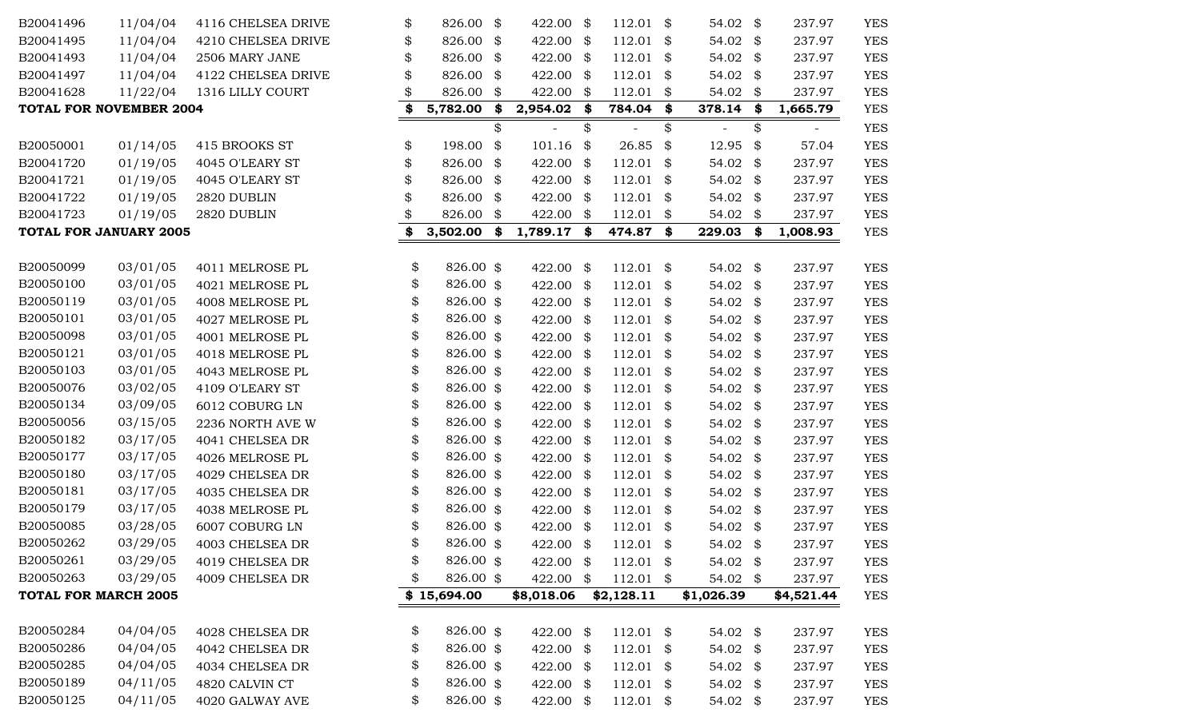| | | | | | | | | |
|---|---|---|---|---|---|---|---|---|
| B20041496 | 11/04/04 | 4116 CHELSEA DRIVE | $ 826.00 | $ 422.00 | $ 112.01 | $ 54.02 | $ 237.97 | YES |
| B20041495 | 11/04/04 | 4210 CHELSEA DRIVE | $ 826.00 | $ 422.00 | $ 112.01 | $ 54.02 | $ 237.97 | YES |
| B20041493 | 11/04/04 | 2506 MARY JANE | $ 826.00 | $ 422.00 | $ 112.01 | $ 54.02 | $ 237.97 | YES |
| B20041497 | 11/04/04 | 4122 CHELSEA DRIVE | $ 826.00 | $ 422.00 | $ 112.01 | $ 54.02 | $ 237.97 | YES |
| B20041628 | 11/22/04 | 1316 LILLY COURT | $ 826.00 | $ 422.00 | $ 112.01 | $ 54.02 | $ 237.97 | YES |
| **TOTAL FOR NOVEMBER 2004** | | | **$ 5,782.00** | **$ 2,954.02** | **$ 784.04** | **$ 378.14** | **$ 1,665.79** | YES |
| | | | | $ - | $ - | $ - | $ - | YES |
| B20050001 | 01/14/05 | 415 BROOKS ST | $ 198.00 | $ 101.16 | $ 26.85 | $ 12.95 | $ 57.04 | YES |
| B20041720 | 01/19/05 | 4045 O'LEARY ST | $ 826.00 | $ 422.00 | $ 112.01 | $ 54.02 | $ 237.97 | YES |
| B20041721 | 01/19/05 | 4045 O'LEARY ST | $ 826.00 | $ 422.00 | $ 112.01 | $ 54.02 | $ 237.97 | YES |
| B20041722 | 01/19/05 | 2820 DUBLIN | $ 826.00 | $ 422.00 | $ 112.01 | $ 54.02 | $ 237.97 | YES |
| B20041723 | 01/19/05 | 2820 DUBLIN | $ 826.00 | $ 422.00 | $ 112.01 | $ 54.02 | $ 237.97 | YES |
| **TOTAL FOR JANUARY 2005** | | | **$ 3,502.00** | **$ 1,789.17** | **$ 474.87** | **$ 229.03** | **$ 1,008.93** | YES |
| B20050099 | 03/01/05 | 4011 MELROSE PL | $ 826.00 | $ 422.00 | $ 112.01 | $ 54.02 | $ 237.97 | YES |
| B20050100 | 03/01/05 | 4021 MELROSE PL | $ 826.00 | $ 422.00 | $ 112.01 | $ 54.02 | $ 237.97 | YES |
| B20050119 | 03/01/05 | 4008 MELROSE PL | $ 826.00 | $ 422.00 | $ 112.01 | $ 54.02 | $ 237.97 | YES |
| B20050101 | 03/01/05 | 4027 MELROSE PL | $ 826.00 | $ 422.00 | $ 112.01 | $ 54.02 | $ 237.97 | YES |
| B20050098 | 03/01/05 | 4001 MELROSE PL | $ 826.00 | $ 422.00 | $ 112.01 | $ 54.02 | $ 237.97 | YES |
| B20050121 | 03/01/05 | 4018 MELROSE PL | $ 826.00 | $ 422.00 | $ 112.01 | $ 54.02 | $ 237.97 | YES |
| B20050103 | 03/01/05 | 4043 MELROSE PL | $ 826.00 | $ 422.00 | $ 112.01 | $ 54.02 | $ 237.97 | YES |
| B20050076 | 03/02/05 | 4109 O'LEARY ST | $ 826.00 | $ 422.00 | $ 112.01 | $ 54.02 | $ 237.97 | YES |
| B20050134 | 03/09/05 | 6012 COBURG LN | $ 826.00 | $ 422.00 | $ 112.01 | $ 54.02 | $ 237.97 | YES |
| B20050056 | 03/15/05 | 2236 NORTH AVE W | $ 826.00 | $ 422.00 | $ 112.01 | $ 54.02 | $ 237.97 | YES |
| B20050182 | 03/17/05 | 4041 CHELSEA DR | $ 826.00 | $ 422.00 | $ 112.01 | $ 54.02 | $ 237.97 | YES |
| B20050177 | 03/17/05 | 4026 MELROSE PL | $ 826.00 | $ 422.00 | $ 112.01 | $ 54.02 | $ 237.97 | YES |
| B20050180 | 03/17/05 | 4029 CHELSEA DR | $ 826.00 | $ 422.00 | $ 112.01 | $ 54.02 | $ 237.97 | YES |
| B20050181 | 03/17/05 | 4035 CHELSEA DR | $ 826.00 | $ 422.00 | $ 112.01 | $ 54.02 | $ 237.97 | YES |
| B20050179 | 03/17/05 | 4038 MELROSE PL | $ 826.00 | $ 422.00 | $ 112.01 | $ 54.02 | $ 237.97 | YES |
| B20050085 | 03/28/05 | 6007 COBURG LN | $ 826.00 | $ 422.00 | $ 112.01 | $ 54.02 | $ 237.97 | YES |
| B20050262 | 03/29/05 | 4003 CHELSEA DR | $ 826.00 | $ 422.00 | $ 112.01 | $ 54.02 | $ 237.97 | YES |
| B20050261 | 03/29/05 | 4019 CHELSEA DR | $ 826.00 | $ 422.00 | $ 112.01 | $ 54.02 | $ 237.97 | YES |
| B20050263 | 03/29/05 | 4009 CHELSEA DR | $ 826.00 | $ 422.00 | $ 112.01 | $ 54.02 | $ 237.97 | YES |
| **TOTAL FOR MARCH 2005** | | | **$ 15,694.00** | **$8,018.06** | **$2,128.11** | **$1,026.39** | **$4,521.44** | YES |
| B20050284 | 04/04/05 | 4028 CHELSEA DR | $ 826.00 | $ 422.00 | $ 112.01 | $ 54.02 | $ 237.97 | YES |
| B20050286 | 04/04/05 | 4042 CHELSEA DR | $ 826.00 | $ 422.00 | $ 112.01 | $ 54.02 | $ 237.97 | YES |
| B20050285 | 04/04/05 | 4034 CHELSEA DR | $ 826.00 | $ 422.00 | $ 112.01 | $ 54.02 | $ 237.97 | YES |
| B20050189 | 04/11/05 | 4820 CALVIN CT | $ 826.00 | $ 422.00 | $ 112.01 | $ 54.02 | $ 237.97 | YES |
| B20050125 | 04/11/05 | 4020 GALWAY AVE | $ 826.00 | $ 422.00 | $ 112.01 | $ 54.02 | $ 237.97 | YES |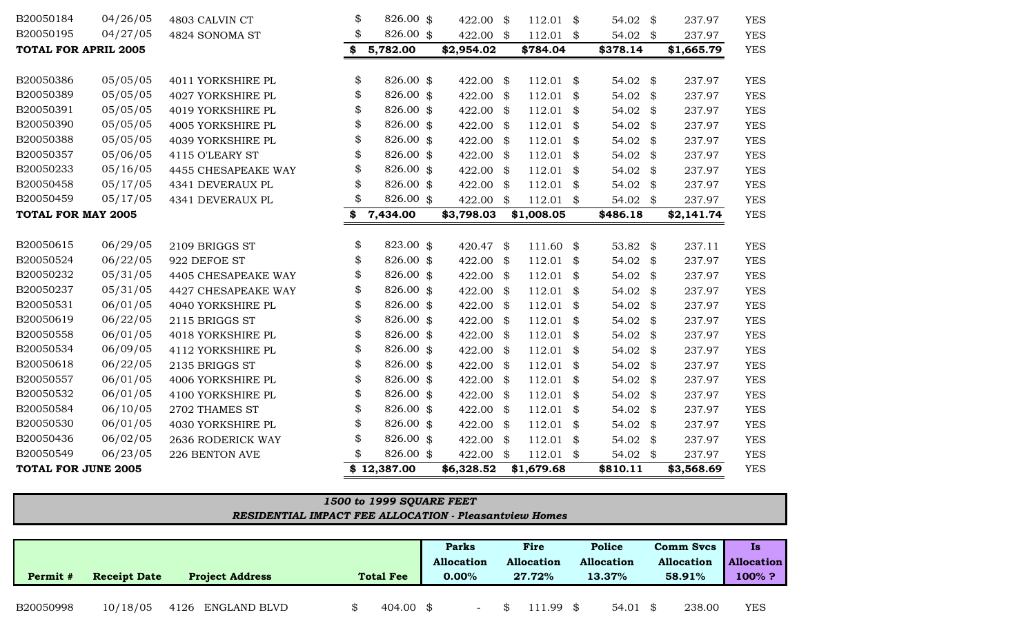| | | | | | | | | |
|---|---|---|---|---|---|---|---|---|
| B20050184 | 04/26/05 | 4803 CALVIN CT | $ 826.00 | $ 422.00 | $ 112.01 | $ 54.02 | $ 237.97 | YES |
| B20050195 | 04/27/05 | 4824 SONOMA ST | $ 826.00 | $ 422.00 | $ 112.01 | $ 54.02 | $ 237.97 | YES |
| **TOTAL FOR APRIL 2005** | | | **$ 5,782.00** | **$2,954.02** | **$784.04** | **$378.14** | **$1,665.79** | YES |
| | | | | | | | | |
| B20050386 | 05/05/05 | 4011 YORKSHIRE PL | $ 826.00 | $ 422.00 | $ 112.01 | $ 54.02 | $ 237.97 | YES |
| B20050389 | 05/05/05 | 4027 YORKSHIRE PL | $ 826.00 | $ 422.00 | $ 112.01 | $ 54.02 | $ 237.97 | YES |
| B20050391 | 05/05/05 | 4019 YORKSHIRE PL | $ 826.00 | $ 422.00 | $ 112.01 | $ 54.02 | $ 237.97 | YES |
| B20050390 | 05/05/05 | 4005 YORKSHIRE PL | $ 826.00 | $ 422.00 | $ 112.01 | $ 54.02 | $ 237.97 | YES |
| B20050388 | 05/05/05 | 4039 YORKSHIRE PL | $ 826.00 | $ 422.00 | $ 112.01 | $ 54.02 | $ 237.97 | YES |
| B20050357 | 05/06/05 | 4115 O'LEARY ST | $ 826.00 | $ 422.00 | $ 112.01 | $ 54.02 | $ 237.97 | YES |
| B20050233 | 05/16/05 | 4455 CHESAPEAKE WAY | $ 826.00 | $ 422.00 | $ 112.01 | $ 54.02 | $ 237.97 | YES |
| B20050458 | 05/17/05 | 4341 DEVERAUX PL | $ 826.00 | $ 422.00 | $ 112.01 | $ 54.02 | $ 237.97 | YES |
| B20050459 | 05/17/05 | 4341 DEVERAUX PL | $ 826.00 | $ 422.00 | $ 112.01 | $ 54.02 | $ 237.97 | YES |
| **TOTAL FOR MAY 2005** | | | **$ 7,434.00** | **$3,798.03** | **$1,008.05** | **$486.18** | **$2,141.74** | YES |
| | | | | | | | | |
| B20050615 | 06/29/05 | 2109 BRIGGS ST | $ 823.00 | $ 420.47 | $ 111.60 | $ 53.82 | $ 237.11 | YES |
| B20050524 | 06/22/05 | 922 DEFOE ST | $ 826.00 | $ 422.00 | $ 112.01 | $ 54.02 | $ 237.97 | YES |
| B20050232 | 05/31/05 | 4405 CHESAPEAKE WAY | $ 826.00 | $ 422.00 | $ 112.01 | $ 54.02 | $ 237.97 | YES |
| B20050237 | 05/31/05 | 4427 CHESAPEAKE WAY | $ 826.00 | $ 422.00 | $ 112.01 | $ 54.02 | $ 237.97 | YES |
| B20050531 | 06/01/05 | 4040 YORKSHIRE PL | $ 826.00 | $ 422.00 | $ 112.01 | $ 54.02 | $ 237.97 | YES |
| B20050619 | 06/22/05 | 2115 BRIGGS ST | $ 826.00 | $ 422.00 | $ 112.01 | $ 54.02 | $ 237.97 | YES |
| B20050558 | 06/01/05 | 4018 YORKSHIRE PL | $ 826.00 | $ 422.00 | $ 112.01 | $ 54.02 | $ 237.97 | YES |
| B20050534 | 06/09/05 | 4112 YORKSHIRE PL | $ 826.00 | $ 422.00 | $ 112.01 | $ 54.02 | $ 237.97 | YES |
| B20050618 | 06/22/05 | 2135 BRIGGS ST | $ 826.00 | $ 422.00 | $ 112.01 | $ 54.02 | $ 237.97 | YES |
| B20050557 | 06/01/05 | 4006 YORKSHIRE PL | $ 826.00 | $ 422.00 | $ 112.01 | $ 54.02 | $ 237.97 | YES |
| B20050532 | 06/01/05 | 4100 YORKSHIRE PL | $ 826.00 | $ 422.00 | $ 112.01 | $ 54.02 | $ 237.97 | YES |
| B20050584 | 06/10/05 | 2702 THAMES ST | $ 826.00 | $ 422.00 | $ 112.01 | $ 54.02 | $ 237.97 | YES |
| B20050530 | 06/01/05 | 4030 YORKSHIRE PL | $ 826.00 | $ 422.00 | $ 112.01 | $ 54.02 | $ 237.97 | YES |
| B20050436 | 06/02/05 | 2636 RODERICK WAY | $ 826.00 | $ 422.00 | $ 112.01 | $ 54.02 | $ 237.97 | YES |
| B20050549 | 06/23/05 | 226 BENTON AVE | $ 826.00 | $ 422.00 | $ 112.01 | $ 54.02 | $ 237.97 | YES |
| **TOTAL FOR JUNE 2005** | | | **$ 12,387.00** | **$6,328.52** | **$1,679.68** | **$810.11** | **$3,568.69** | YES |

***1500 to 1999 SQUARE FEET***
***RESIDENTIAL IMPACT FEE ALLOCATION - Pleasantview Homes***

| Permit # | Receipt Date | Project Address | Total Fee | Parks Allocation 0.00% | Fire Allocation 27.72% | Police Allocation 13.37% | Comm Svcs Allocation 58.91% | Is Allocation 100% ? |
|---|---|---|---|---|---|---|---|---|
| B20050998 | 10/18/05 | 4126 ENGLAND BLVD | $ 404.00 | $ - | $ 111.99 | $ 54.01 | $ 238.00 | YES |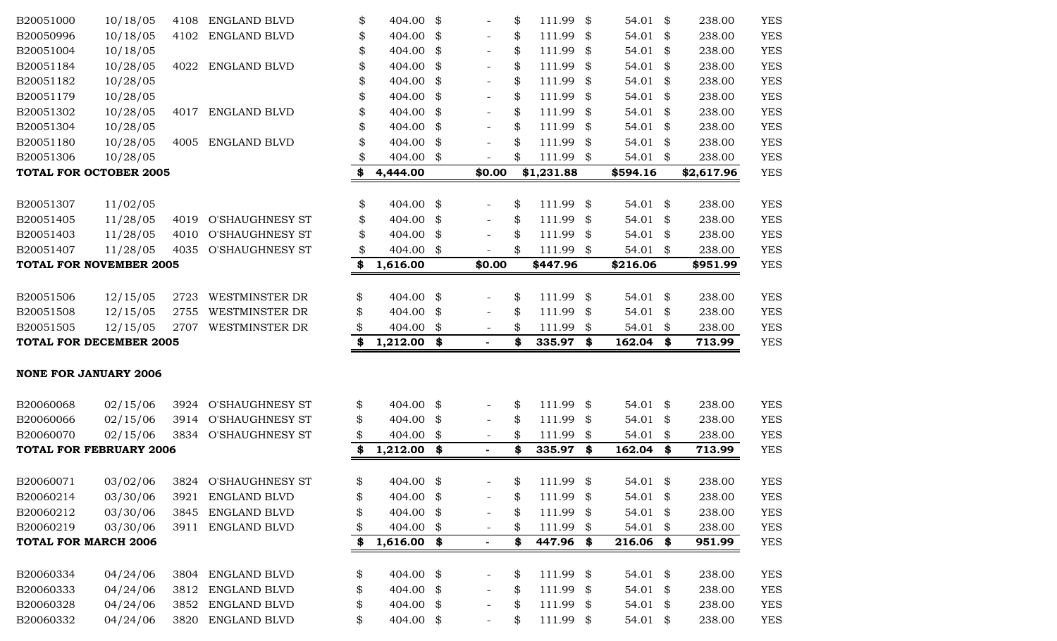| | | | | | | | | | |
|---|---|---|---|---|---|---|---|---|---|
| B20051000 | 10/18/05 | 4108 | ENGLAND BLVD | $ 404.00 | $ - | $ 111.99 | $ 54.01 | $ 238.00 | YES |
| B20050996 | 10/18/05 | 4102 | ENGLAND BLVD | $ 404.00 | $ - | $ 111.99 | $ 54.01 | $ 238.00 | YES |
| B20051004 | 10/18/05 | | | $ 404.00 | $ - | $ 111.99 | $ 54.01 | $ 238.00 | YES |
| B20051184 | 10/28/05 | 4022 | ENGLAND BLVD | $ 404.00 | $ - | $ 111.99 | $ 54.01 | $ 238.00 | YES |
| B20051182 | 10/28/05 | | | $ 404.00 | $ - | $ 111.99 | $ 54.01 | $ 238.00 | YES |
| B20051179 | 10/28/05 | | | $ 404.00 | $ - | $ 111.99 | $ 54.01 | $ 238.00 | YES |
| B20051302 | 10/28/05 | 4017 | ENGLAND BLVD | $ 404.00 | $ - | $ 111.99 | $ 54.01 | $ 238.00 | YES |
| B20051304 | 10/28/05 | | | $ 404.00 | $ - | $ 111.99 | $ 54.01 | $ 238.00 | YES |
| B20051180 | 10/28/05 | 4005 | ENGLAND BLVD | $ 404.00 | $ - | $ 111.99 | $ 54.01 | $ 238.00 | YES |
| B20051306 | 10/28/05 | | | $ 404.00 | $ - | $ 111.99 | $ 54.01 | $ 238.00 | YES |
| **TOTAL FOR OCTOBER 2005** | | | | **$ 4,444.00** | **$0.00** | **$1,231.88** | **$594.16** | **$2,617.96** | YES |
| | | | | | | | | | |
| B20051307 | 11/02/05 | | | $ 404.00 | $ - | $ 111.99 | $ 54.01 | $ 238.00 | YES |
| B20051405 | 11/28/05 | 4019 | O'SHAUGHNESY ST | $ 404.00 | $ - | $ 111.99 | $ 54.01 | $ 238.00 | YES |
| B20051403 | 11/28/05 | 4010 | O'SHAUGHNESY ST | $ 404.00 | $ - | $ 111.99 | $ 54.01 | $ 238.00 | YES |
| B20051407 | 11/28/05 | 4035 | O'SHAUGHNESY ST | $ 404.00 | $ - | $ 111.99 | $ 54.01 | $ 238.00 | YES |
| **TOTAL FOR NOVEMBER 2005** | | | | **$ 1,616.00** | **$0.00** | **$447.96** | **$216.06** | **$951.99** | YES |
| | | | | | | | | | |
| B20051506 | 12/15/05 | 2723 | WESTMINSTER DR | $ 404.00 | $ - | $ 111.99 | $ 54.01 | $ 238.00 | YES |
| B20051508 | 12/15/05 | 2755 | WESTMINSTER DR | $ 404.00 | $ - | $ 111.99 | $ 54.01 | $ 238.00 | YES |
| B20051505 | 12/15/05 | 2707 | WESTMINSTER DR | $ 404.00 | $ - | $ 111.99 | $ 54.01 | $ 238.00 | YES |
| **TOTAL FOR DECEMBER 2005** | | | | **$ 1,212.00** | **$ -** | **$ 335.97** | **$ 162.04** | **$ 713.99** | YES |
| | | | | | | | | | |
| **NONE FOR JANUARY 2006** | | | | | | | | | |
| | | | | | | | | | |
| B20060068 | 02/15/06 | 3924 | O'SHAUGHNESY ST | $ 404.00 | $ - | $ 111.99 | $ 54.01 | $ 238.00 | YES |
| B20060066 | 02/15/06 | 3914 | O'SHAUGHNESY ST | $ 404.00 | $ - | $ 111.99 | $ 54.01 | $ 238.00 | YES |
| B20060070 | 02/15/06 | 3834 | O'SHAUGHNESY ST | $ 404.00 | $ - | $ 111.99 | $ 54.01 | $ 238.00 | YES |
| **TOTAL FOR FEBRUARY 2006** | | | | **$ 1,212.00** | **$ -** | **$ 335.97** | **$ 162.04** | **$ 713.99** | YES |
| | | | | | | | | | |
| B20060071 | 03/02/06 | 3824 | O'SHAUGHNESY ST | $ 404.00 | $ - | $ 111.99 | $ 54.01 | $ 238.00 | YES |
| B20060214 | 03/30/06 | 3921 | ENGLAND BLVD | $ 404.00 | $ - | $ 111.99 | $ 54.01 | $ 238.00 | YES |
| B20060212 | 03/30/06 | 3845 | ENGLAND BLVD | $ 404.00 | $ - | $ 111.99 | $ 54.01 | $ 238.00 | YES |
| B20060219 | 03/30/06 | 3911 | ENGLAND BLVD | $ 404.00 | $ - | $ 111.99 | $ 54.01 | $ 238.00 | YES |
| **TOTAL FOR MARCH 2006** | | | | **$ 1,616.00** | **$ -** | **$ 447.96** | **$ 216.06** | **$ 951.99** | YES |
| | | | | | | | | | |
| B20060334 | 04/24/06 | 3804 | ENGLAND BLVD | $ 404.00 | $ - | $ 111.99 | $ 54.01 | $ 238.00 | YES |
| B20060333 | 04/24/06 | 3812 | ENGLAND BLVD | $ 404.00 | $ - | $ 111.99 | $ 54.01 | $ 238.00 | YES |
| B20060328 | 04/24/06 | 3852 | ENGLAND BLVD | $ 404.00 | $ - | $ 111.99 | $ 54.01 | $ 238.00 | YES |
| B20060332 | 04/24/06 | 3820 | ENGLAND BLVD | $ 404.00 | $ - | $ 111.99 | $ 54.01 | $ 238.00 | YES |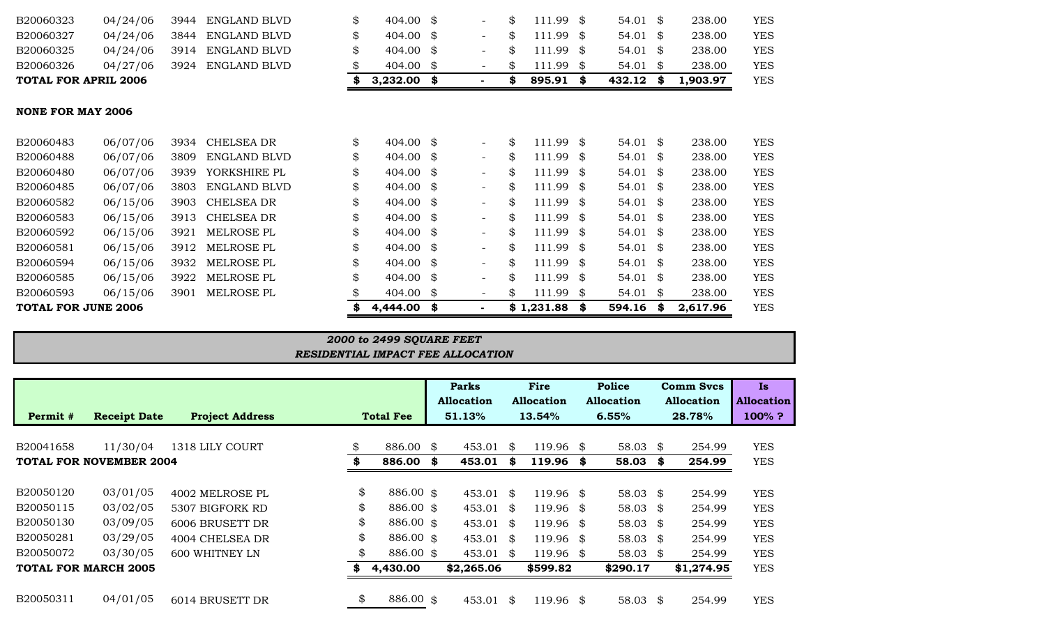| | | | | | | | | |
|---|---|---|---|---|---|---|---|---|
| B20060323 | 04/24/06 | 3944 ENGLAND BLVD | $ 404.00 | $ - | $ 111.99 | $ 54.01 | $ 238.00 | YES |
| B20060327 | 04/24/06 | 3844 ENGLAND BLVD | $ 404.00 | $ - | $ 111.99 | $ 54.01 | $ 238.00 | YES |
| B20060325 | 04/24/06 | 3914 ENGLAND BLVD | $ 404.00 | $ - | $ 111.99 | $ 54.01 | $ 238.00 | YES |
| B20060326 | 04/27/06 | 3924 ENGLAND BLVD | $ 404.00 | $ - | $ 111.99 | $ 54.01 | $ 238.00 | YES |
| **TOTAL FOR APRIL 2006** | | | **$ 3,232.00** | **$ -** | **$ 895.91** | **$ 432.12** | **$ 1,903.97** | YES |
| **NONE FOR MAY 2006** | | | | | | | | |
| B20060483 | 06/07/06 | 3934 CHELSEA DR | $ 404.00 | $ - | $ 111.99 | $ 54.01 | $ 238.00 | YES |
| B20060488 | 06/07/06 | 3809 ENGLAND BLVD | $ 404.00 | $ - | $ 111.99 | $ 54.01 | $ 238.00 | YES |
| B20060480 | 06/07/06 | 3939 YORKSHIRE PL | $ 404.00 | $ - | $ 111.99 | $ 54.01 | $ 238.00 | YES |
| B20060485 | 06/07/06 | 3803 ENGLAND BLVD | $ 404.00 | $ - | $ 111.99 | $ 54.01 | $ 238.00 | YES |
| B20060582 | 06/15/06 | 3903 CHELSEA DR | $ 404.00 | $ - | $ 111.99 | $ 54.01 | $ 238.00 | YES |
| B20060583 | 06/15/06 | 3913 CHELSEA DR | $ 404.00 | $ - | $ 111.99 | $ 54.01 | $ 238.00 | YES |
| B20060592 | 06/15/06 | 3921 MELROSE PL | $ 404.00 | $ - | $ 111.99 | $ 54.01 | $ 238.00 | YES |
| B20060581 | 06/15/06 | 3912 MELROSE PL | $ 404.00 | $ - | $ 111.99 | $ 54.01 | $ 238.00 | YES |
| B20060594 | 06/15/06 | 3932 MELROSE PL | $ 404.00 | $ - | $ 111.99 | $ 54.01 | $ 238.00 | YES |
| B20060585 | 06/15/06 | 3922 MELROSE PL | $ 404.00 | $ - | $ 111.99 | $ 54.01 | $ 238.00 | YES |
| B20060593 | 06/15/06 | 3901 MELROSE PL | $ 404.00 | $ - | $ 111.99 | $ 54.01 | $ 238.00 | YES |
| **TOTAL FOR JUNE 2006** | | | **$ 4,444.00** | **$ -** | **$ 1,231.88** | **$ 594.16** | **$ 2,617.96** | YES |

***2000 to 2499 SQUARE FEET***
***RESIDENTIAL IMPACT FEE ALLOCATION***

| Permit # | Receipt Date | Project Address | Total Fee | Parks Allocation 51.13% | Fire Allocation 13.54% | Police Allocation 6.55% | Comm Svcs Allocation 28.78% | Is Allocation 100% ? |
|---|---|---|---|---|---|---|---|---|
| B20041658 | 11/30/04 | 1318 LILY COURT | $ 886.00 | $ 453.01 | $ 119.96 | $ 58.03 | $ 254.99 | YES |
| **TOTAL FOR NOVEMBER 2004** | | | **$ 886.00** | **$ 453.01** | **$ 119.96** | **$ 58.03** | **$ 254.99** | YES |
| B20050120 | 03/01/05 | 4002 MELROSE PL | $ 886.00 | $ 453.01 | $ 119.96 | $ 58.03 | $ 254.99 | YES |
| B20050115 | 03/02/05 | 5307 BIGFORK RD | $ 886.00 | $ 453.01 | $ 119.96 | $ 58.03 | $ 254.99 | YES |
| B20050130 | 03/09/05 | 6006 BRUSETT DR | $ 886.00 | $ 453.01 | $ 119.96 | $ 58.03 | $ 254.99 | YES |
| B20050281 | 03/29/05 | 4004 CHELSEA DR | $ 886.00 | $ 453.01 | $ 119.96 | $ 58.03 | $ 254.99 | YES |
| B20050072 | 03/30/05 | 600 WHITNEY LN | $ 886.00 | $ 453.01 | $ 119.96 | $ 58.03 | $ 254.99 | YES |
| **TOTAL FOR MARCH 2005** | | | **$ 4,430.00** | **$2,265.06** | **$599.82** | **$290.17** | **$1,274.95** | YES |
| B20050311 | 04/01/05 | 6014 BRUSETT DR | $ 886.00 | $ 453.01 | $ 119.96 | $ 58.03 | $ 254.99 | YES |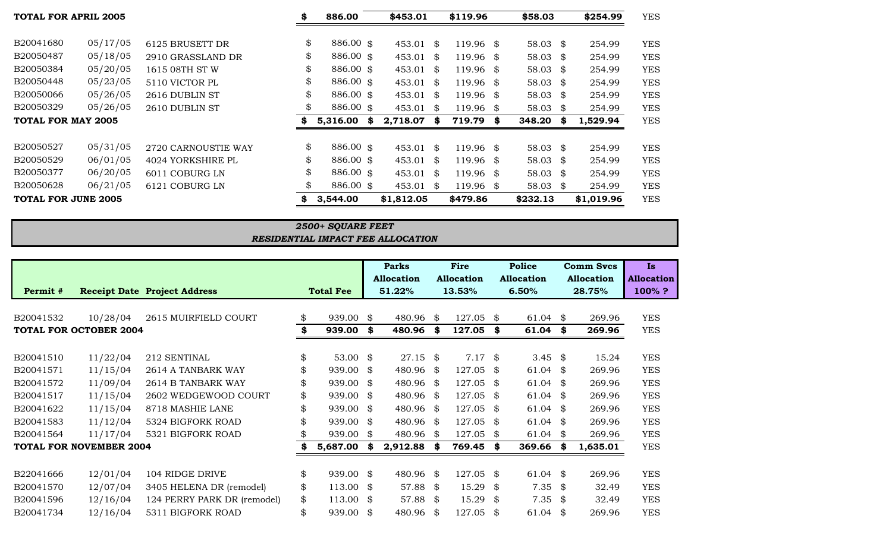| | | | | | | | | |
|---|---|---|---|---|---|---|---|---|
| **TOTAL FOR APRIL 2005** | | | **$ 886.00** | **$453.01** | **$119.96** | **$58.03** | **$254.99** | YES |
| B20041680 | 05/17/05 | 6125 BRUSETT DR | $ 886.00 | $ 453.01 | $ 119.96 | $ 58.03 | $ 254.99 | YES |
| B20050487 | 05/18/05 | 2910 GRASSLAND DR | $ 886.00 | $ 453.01 | $ 119.96 | $ 58.03 | $ 254.99 | YES |
| B20050384 | 05/20/05 | 1615 08TH ST W | $ 886.00 | $ 453.01 | $ 119.96 | $ 58.03 | $ 254.99 | YES |
| B20050448 | 05/23/05 | 5110 VICTOR PL | $ 886.00 | $ 453.01 | $ 119.96 | $ 58.03 | $ 254.99 | YES |
| B20050066 | 05/26/05 | 2616 DUBLIN ST | $ 886.00 | $ 453.01 | $ 119.96 | $ 58.03 | $ 254.99 | YES |
| B20050329 | 05/26/05 | 2610 DUBLIN ST | $ 886.00 | $ 453.01 | $ 119.96 | $ 58.03 | $ 254.99 | YES |
| **TOTAL FOR MAY 2005** | | | **$ 5,316.00** | **$ 2,718.07** | **$ 719.79** | **$ 348.20** | **$ 1,529.94** | YES |
| B20050527 | 05/31/05 | 2720 CARNOUSTIE WAY | $ 886.00 | $ 453.01 | $ 119.96 | $ 58.03 | $ 254.99 | YES |
| B20050529 | 06/01/05 | 4024 YORKSHIRE PL | $ 886.00 | $ 453.01 | $ 119.96 | $ 58.03 | $ 254.99 | YES |
| B20050377 | 06/20/05 | 6011 COBURG LN | $ 886.00 | $ 453.01 | $ 119.96 | $ 58.03 | $ 254.99 | YES |
| B20050628 | 06/21/05 | 6121 COBURG LN | $ 886.00 | $ 453.01 | $ 119.96 | $ 58.03 | $ 254.99 | YES |
| **TOTAL FOR JUNE 2005** | | | **$ 3,544.00** | **$1,812.05** | **$479.86** | **$232.13** | **$1,019.96** | YES |

***2500+ SQUARE FEET***
***RESIDENTIAL IMPACT FEE ALLOCATION***

| **Permit #** | **Receipt Date** | **Project Address** | **Total Fee** | **Parks Allocation 51.22%** | **Fire Allocation 13.53%** | **Police Allocation 6.50%** | **Comm Svcs Allocation 28.75%** | **Is Allocation 100% ?** |
|---|---|---|---|---|---|---|---|---|
| B20041532 | 10/28/04 | 2615 MUIRFIELD COURT | $ 939.00 | $ 480.96 | $ 127.05 | $ 61.04 | $ 269.96 | YES |
| **TOTAL FOR OCTOBER 2004** | | | **$ 939.00** | **$ 480.96** | **$ 127.05** | **$ 61.04** | **$ 269.96** | YES |
| B20041510 | 11/22/04 | 212 SENTINAL | $ 53.00 | $ 27.15 | $ 7.17 | $ 3.45 | $ 15.24 | YES |
| B20041571 | 11/15/04 | 2614 A TANBARK WAY | $ 939.00 | $ 480.96 | $ 127.05 | $ 61.04 | $ 269.96 | YES |
| B20041572 | 11/09/04 | 2614 B TANBARK WAY | $ 939.00 | $ 480.96 | $ 127.05 | $ 61.04 | $ 269.96 | YES |
| B20041517 | 11/15/04 | 2602 WEDGEWOOD COURT | $ 939.00 | $ 480.96 | $ 127.05 | $ 61.04 | $ 269.96 | YES |
| B20041622 | 11/15/04 | 8718 MASHIE LANE | $ 939.00 | $ 480.96 | $ 127.05 | $ 61.04 | $ 269.96 | YES |
| B20041583 | 11/12/04 | 5324 BIGFORK ROAD | $ 939.00 | $ 480.96 | $ 127.05 | $ 61.04 | $ 269.96 | YES |
| B20041564 | 11/17/04 | 5321 BIGFORK ROAD | $ 939.00 | $ 480.96 | $ 127.05 | $ 61.04 | $ 269.96 | YES |
| **TOTAL FOR NOVEMBER 2004** | | | **$ 5,687.00** | **$ 2,912.88** | **$ 769.45** | **$ 369.66** | **$ 1,635.01** | YES |
| B22041666 | 12/01/04 | 104 RIDGE DRIVE | $ 939.00 | $ 480.96 | $ 127.05 | $ 61.04 | $ 269.96 | YES |
| B20041570 | 12/07/04 | 3405 HELENA DR (remodel) | $ 113.00 | $ 57.88 | $ 15.29 | $ 7.35 | $ 32.49 | YES |
| B20041596 | 12/16/04 | 124 PERRY PARK DR (remodel) | $ 113.00 | $ 57.88 | $ 15.29 | $ 7.35 | $ 32.49 | YES |
| B20041734 | 12/16/04 | 5311 BIGFORK ROAD | $ 939.00 | $ 480.96 | $ 127.05 | $ 61.04 | $ 269.96 | YES |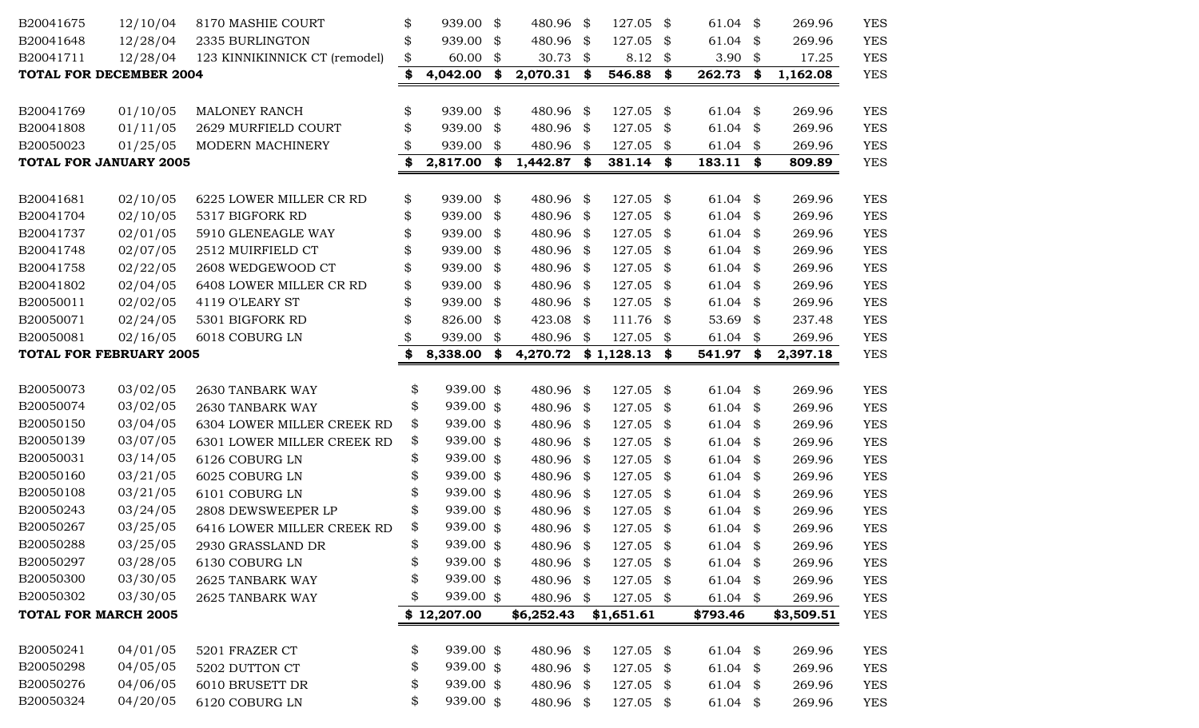| | | | | | | | | |
|---|---|---|---|---|---|---|---|---|
| B20041675 | 12/10/04 | 8170 MASHIE COURT | $ 939.00 | $ 480.96 | $ 127.05 | $ 61.04 | $ 269.96 | YES |
| B20041648 | 12/28/04 | 2335 BURLINGTON | $ 939.00 | $ 480.96 | $ 127.05 | $ 61.04 | $ 269.96 | YES |
| B20041711 | 12/28/04 | 123 KINNIKINNICK CT (remodel) | $ 60.00 | $ 30.73 | $ 8.12 | $ 3.90 | $ 17.25 | YES |
| **TOTAL FOR DECEMBER 2004** | | | **$ 4,042.00** | **$ 2,070.31** | **$ 546.88** | **$ 262.73** | **$ 1,162.08** | YES |
| | | | | | | | | |
| B20041769 | 01/10/05 | MALONEY RANCH | $ 939.00 | $ 480.96 | $ 127.05 | $ 61.04 | $ 269.96 | YES |
| B20041808 | 01/11/05 | 2629 MURFIELD COURT | $ 939.00 | $ 480.96 | $ 127.05 | $ 61.04 | $ 269.96 | YES |
| B20050023 | 01/25/05 | MODERN MACHINERY | $ 939.00 | $ 480.96 | $ 127.05 | $ 61.04 | $ 269.96 | YES |
| **TOTAL FOR JANUARY 2005** | | | **$ 2,817.00** | **$ 1,442.87** | **$ 381.14** | **$ 183.11** | **$ 809.89** | YES |
| | | | | | | | | |
| B20041681 | 02/10/05 | 6225 LOWER MILLER CR RD | $ 939.00 | $ 480.96 | $ 127.05 | $ 61.04 | $ 269.96 | YES |
| B20041704 | 02/10/05 | 5317 BIGFORK RD | $ 939.00 | $ 480.96 | $ 127.05 | $ 61.04 | $ 269.96 | YES |
| B20041737 | 02/01/05 | 5910 GLENEAGLE WAY | $ 939.00 | $ 480.96 | $ 127.05 | $ 61.04 | $ 269.96 | YES |
| B20041748 | 02/07/05 | 2512 MUIRFIELD CT | $ 939.00 | $ 480.96 | $ 127.05 | $ 61.04 | $ 269.96 | YES |
| B20041758 | 02/22/05 | 2608 WEDGEWOOD CT | $ 939.00 | $ 480.96 | $ 127.05 | $ 61.04 | $ 269.96 | YES |
| B20041802 | 02/04/05 | 6408 LOWER MILLER CR RD | $ 939.00 | $ 480.96 | $ 127.05 | $ 61.04 | $ 269.96 | YES |
| B20050011 | 02/02/05 | 4119 O'LEARY ST | $ 939.00 | $ 480.96 | $ 127.05 | $ 61.04 | $ 269.96 | YES |
| B20050071 | 02/24/05 | 5301 BIGFORK RD | $ 826.00 | $ 423.08 | $ 111.76 | $ 53.69 | $ 237.48 | YES |
| B20050081 | 02/16/05 | 6018 COBURG LN | $ 939.00 | $ 480.96 | $ 127.05 | $ 61.04 | $ 269.96 | YES |
| **TOTAL FOR FEBRUARY 2005** | | | **$ 8,338.00** | **$ 4,270.72** | **$ 1,128.13** | **$ 541.97** | **$ 2,397.18** | YES |
| | | | | | | | | |
| B20050073 | 03/02/05 | 2630 TANBARK WAY | $ 939.00 | $ 480.96 | $ 127.05 | $ 61.04 | $ 269.96 | YES |
| B20050074 | 03/02/05 | 2630 TANBARK WAY | $ 939.00 | $ 480.96 | $ 127.05 | $ 61.04 | $ 269.96 | YES |
| B20050150 | 03/04/05 | 6304 LOWER MILLER CREEK RD | $ 939.00 | $ 480.96 | $ 127.05 | $ 61.04 | $ 269.96 | YES |
| B20050139 | 03/07/05 | 6301 LOWER MILLER CREEK RD | $ 939.00 | $ 480.96 | $ 127.05 | $ 61.04 | $ 269.96 | YES |
| B20050031 | 03/14/05 | 6126 COBURG LN | $ 939.00 | $ 480.96 | $ 127.05 | $ 61.04 | $ 269.96 | YES |
| B20050160 | 03/21/05 | 6025 COBURG LN | $ 939.00 | $ 480.96 | $ 127.05 | $ 61.04 | $ 269.96 | YES |
| B20050108 | 03/21/05 | 6101 COBURG LN | $ 939.00 | $ 480.96 | $ 127.05 | $ 61.04 | $ 269.96 | YES |
| B20050243 | 03/24/05 | 2808 DEWSWEEPER LP | $ 939.00 | $ 480.96 | $ 127.05 | $ 61.04 | $ 269.96 | YES |
| B20050267 | 03/25/05 | 6416 LOWER MILLER CREEK RD | $ 939.00 | $ 480.96 | $ 127.05 | $ 61.04 | $ 269.96 | YES |
| B20050288 | 03/25/05 | 2930 GRASSLAND DR | $ 939.00 | $ 480.96 | $ 127.05 | $ 61.04 | $ 269.96 | YES |
| B20050297 | 03/28/05 | 6130 COBURG LN | $ 939.00 | $ 480.96 | $ 127.05 | $ 61.04 | $ 269.96 | YES |
| B20050300 | 03/30/05 | 2625 TANBARK WAY | $ 939.00 | $ 480.96 | $ 127.05 | $ 61.04 | $ 269.96 | YES |
| B20050302 | 03/30/05 | 2625 TANBARK WAY | $ 939.00 | $ 480.96 | $ 127.05 | $ 61.04 | $ 269.96 | YES |
| **TOTAL FOR MARCH 2005** | | | **$ 12,207.00** | **$6,252.43** | **$1,651.61** | **$793.46** | **$3,509.51** | YES |
| | | | | | | | | |
| B20050241 | 04/01/05 | 5201 FRAZER CT | $ 939.00 | $ 480.96 | $ 127.05 | $ 61.04 | $ 269.96 | YES |
| B20050298 | 04/05/05 | 5202 DUTTON CT | $ 939.00 | $ 480.96 | $ 127.05 | $ 61.04 | $ 269.96 | YES |
| B20050276 | 04/06/05 | 6010 BRUSETT DR | $ 939.00 | $ 480.96 | $ 127.05 | $ 61.04 | $ 269.96 | YES |
| B20050324 | 04/20/05 | 6120 COBURG LN | $ 939.00 | $ 480.96 | $ 127.05 | $ 61.04 | $ 269.96 | YES |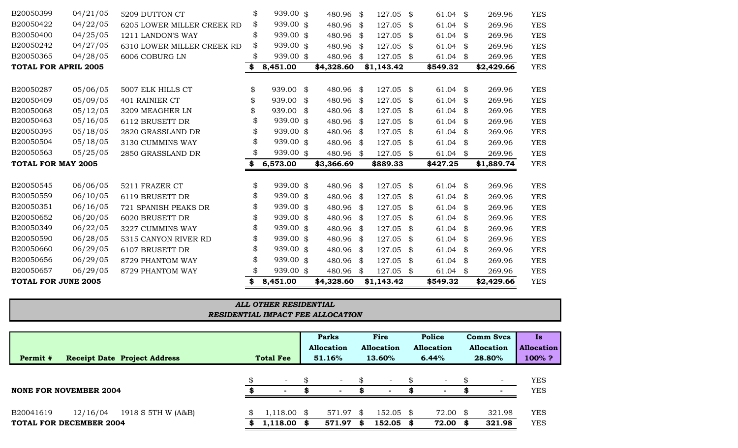| | | | | | | | | |
|---|---|---|---|---|---|---|---|---|
| B20050399 | 04/21/05 | 5209 DUTTON CT | $ 939.00 | $ 480.96 | $ 127.05 | $ 61.04 | $ 269.96 | YES |
| B20050422 | 04/22/05 | 6205 LOWER MILLER CREEK RD | $ 939.00 | $ 480.96 | $ 127.05 | $ 61.04 | $ 269.96 | YES |
| B20050400 | 04/25/05 | 1211 LANDON'S WAY | $ 939.00 | $ 480.96 | $ 127.05 | $ 61.04 | $ 269.96 | YES |
| B20050242 | 04/27/05 | 6310 LOWER MILLER CREEK RD | $ 939.00 | $ 480.96 | $ 127.05 | $ 61.04 | $ 269.96 | YES |
| B20050365 | 04/28/05 | 6006 COBURG LN | $ 939.00 | $ 480.96 | $ 127.05 | $ 61.04 | $ 269.96 | YES |
| **TOTAL FOR APRIL 2005** | | | **$ 8,451.00** | **$4,328.60** | **$1,143.42** | **$549.32** | **$2,429.66** | YES |
| | | | | | | | | |
| B20050287 | 05/06/05 | 5007 ELK HILLS CT | $ 939.00 | $ 480.96 | $ 127.05 | $ 61.04 | $ 269.96 | YES |
| B20050409 | 05/09/05 | 401 RAINIER CT | $ 939.00 | $ 480.96 | $ 127.05 | $ 61.04 | $ 269.96 | YES |
| B20050068 | 05/12/05 | 3209 MEAGHER LN | $ 939.00 | $ 480.96 | $ 127.05 | $ 61.04 | $ 269.96 | YES |
| B20050463 | 05/16/05 | 6112 BRUSETT DR | $ 939.00 | $ 480.96 | $ 127.05 | $ 61.04 | $ 269.96 | YES |
| B20050395 | 05/18/05 | 2820 GRASSLAND DR | $ 939.00 | $ 480.96 | $ 127.05 | $ 61.04 | $ 269.96 | YES |
| B20050504 | 05/18/05 | 3130 CUMMINS WAY | $ 939.00 | $ 480.96 | $ 127.05 | $ 61.04 | $ 269.96 | YES |
| B20050563 | 05/25/05 | 2850 GRASSLAND DR | $ 939.00 | $ 480.96 | $ 127.05 | $ 61.04 | $ 269.96 | YES |
| **TOTAL FOR MAY 2005** | | | **$ 6,573.00** | **$3,366.69** | **$889.33** | **$427.25** | **$1,889.74** | YES |
| | | | | | | | | |
| B20050545 | 06/06/05 | 5211 FRAZER CT | $ 939.00 | $ 480.96 | $ 127.05 | $ 61.04 | $ 269.96 | YES |
| B20050559 | 06/10/05 | 6119 BRUSETT DR | $ 939.00 | $ 480.96 | $ 127.05 | $ 61.04 | $ 269.96 | YES |
| B20050351 | 06/16/05 | 721 SPANISH PEAKS DR | $ 939.00 | $ 480.96 | $ 127.05 | $ 61.04 | $ 269.96 | YES |
| B20050652 | 06/20/05 | 6020 BRUSETT DR | $ 939.00 | $ 480.96 | $ 127.05 | $ 61.04 | $ 269.96 | YES |
| B20050349 | 06/22/05 | 3227 CUMMINS WAY | $ 939.00 | $ 480.96 | $ 127.05 | $ 61.04 | $ 269.96 | YES |
| B20050590 | 06/28/05 | 5315 CANYON RIVER RD | $ 939.00 | $ 480.96 | $ 127.05 | $ 61.04 | $ 269.96 | YES |
| B20050660 | 06/29/05 | 6107 BRUSETT DR | $ 939.00 | $ 480.96 | $ 127.05 | $ 61.04 | $ 269.96 | YES |
| B20050656 | 06/29/05 | 8729 PHANTOM WAY | $ 939.00 | $ 480.96 | $ 127.05 | $ 61.04 | $ 269.96 | YES |
| B20050657 | 06/29/05 | 8729 PHANTOM WAY | $ 939.00 | $ 480.96 | $ 127.05 | $ 61.04 | $ 269.96 | YES |
| **TOTAL FOR JUNE 2005** | | | **$ 8,451.00** | **$4,328.60** | **$1,143.42** | **$549.32** | **$2,429.66** | YES |

***ALL OTHER RESIDENTIAL***
***RESIDENTIAL IMPACT FEE ALLOCATION***

| Permit # | Receipt Date | Project Address | Total Fee | Parks Allocation 51.16% | Fire Allocation 13.60% | Police Allocation 6.44% | Comm Svcs Allocation 28.80% | Is Allocation 100% ? |
|---|---|---|---|---|---|---|---|---|
| | | | $ - | $ - | $ - | $ - | $ - | YES |
| **NONE FOR NOVEMBER 2004** | | | **$ -** | **$ -** | **$ -** | **$ -** | **$ -** | YES |
| | | | | | | | | |
| B20041619 | 12/16/04 | 1918 S 5TH W (A&B) | $ 1,118.00 | $ 571.97 | $ 152.05 | $ 72.00 | $ 321.98 | YES |
| **TOTAL FOR DECEMBER 2004** | | | **$ 1,118.00** | **$ 571.97** | **$ 152.05** | **$ 72.00** | **$ 321.98** | YES |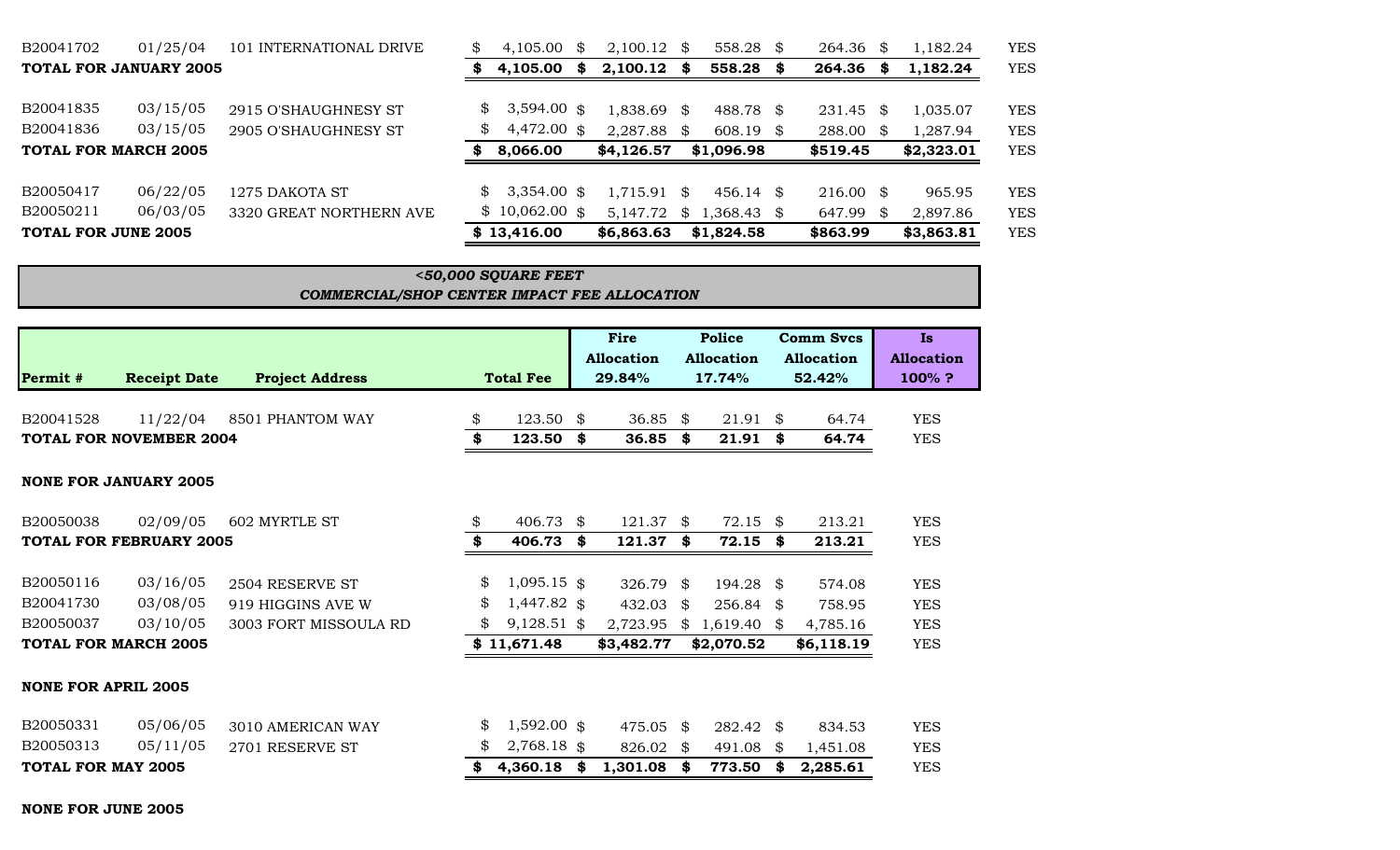| | | | | | | | | |
|---|---|---|---|---|---|---|---|---|
| B20041702 | 01/25/04 | 101 INTERNATIONAL DRIVE | $ 4,105.00 | $ 2,100.12 | $ 558.28 | $ 264.36 | $ 1,182.24 | YES |
| **TOTAL FOR JANUARY 2005** | | | **$ 4,105.00** | **$ 2,100.12** | **$ 558.28** | **$ 264.36** | **$ 1,182.24** | YES |
| | | | | | | | | |
| B20041835 | 03/15/05 | 2915 O'SHAUGHNESY ST | $ 3,594.00 | $ 1,838.69 | $ 488.78 | $ 231.45 | $ 1,035.07 | YES |
| B20041836 | 03/15/05 | 2905 O'SHAUGHNESY ST | $ 4,472.00 | $ 2,287.88 | $ 608.19 | $ 288.00 | $ 1,287.94 | YES |
| **TOTAL FOR MARCH 2005** | | | **$ 8,066.00** | **$4,126.57** | **$1,096.98** | **$519.45** | **$2,323.01** | YES |
| | | | | | | | | |
| B20050417 | 06/22/05 | 1275 DAKOTA ST | $ 3,354.00 | $ 1,715.91 | $ 456.14 | $ 216.00 | $ 965.95 | YES |
| B20050211 | 06/03/05 | 3320 GREAT NORTHERN AVE | $ 10,062.00 | $ 5,147.72 | $ 1,368.43 | $ 647.99 | $ 2,897.86 | YES |
| **TOTAL FOR JUNE 2005** | | | **$ 13,416.00** | **$6,863.63** | **$1,824.58** | **$863.99** | **$3,863.81** | YES |

***<50,000 SQUARE FEET***
***COMMERCIAL/SHOP CENTER IMPACT FEE ALLOCATION***

| Permit # | Receipt Date | Project Address | Total Fee | Fire Allocation 29.84% | Police Allocation 17.74% | Comm Svcs Allocation 52.42% | Is Allocation 100% ? |
|---|---|---|---|---|---|---|---|
| B20041528 | 11/22/04 | 8501 PHANTOM WAY | $ 123.50 | $ 36.85 | $ 21.91 | $ 64.74 | YES |
| **TOTAL FOR NOVEMBER 2004** | | | **$ 123.50** | **$ 36.85** | **$ 21.91** | **$ 64.74** | YES |
| | | | | | | | |
| **NONE FOR JANUARY 2005** | | | | | | | |
| | | | | | | | |
| B20050038 | 02/09/05 | 602 MYRTLE ST | $ 406.73 | $ 121.37 | $ 72.15 | $ 213.21 | YES |
| **TOTAL FOR FEBRUARY 2005** | | | **$ 406.73** | **$ 121.37** | **$ 72.15** | **$ 213.21** | YES |
| | | | | | | | |
| B20050116 | 03/16/05 | 2504 RESERVE ST | $ 1,095.15 | $ 326.79 | $ 194.28 | $ 574.08 | YES |
| B20041730 | 03/08/05 | 919 HIGGINS AVE W | $ 1,447.82 | $ 432.03 | $ 256.84 | $ 758.95 | YES |
| B20050037 | 03/10/05 | 3003 FORT MISSOULA RD | $ 9,128.51 | $ 2,723.95 | $ 1,619.40 | $ 4,785.16 | YES |
| **TOTAL FOR MARCH 2005** | | | **$ 11,671.48** | **$3,482.77** | **$2,070.52** | **$6,118.19** | YES |
| | | | | | | | |
| **NONE FOR APRIL 2005** | | | | | | | |
| | | | | | | | |
| B20050331 | 05/06/05 | 3010 AMERICAN WAY | $ 1,592.00 | $ 475.05 | $ 282.42 | $ 834.53 | YES |
| B20050313 | 05/11/05 | 2701 RESERVE ST | $ 2,768.18 | $ 826.02 | $ 491.08 | $ 1,451.08 | YES |
| **TOTAL FOR MAY 2005** | | | **$ 4,360.18** | **$ 1,301.08** | **$ 773.50** | **$ 2,285.61** | YES |
| | | | | | | | |
| **NONE FOR JUNE 2005** | | | | | | | |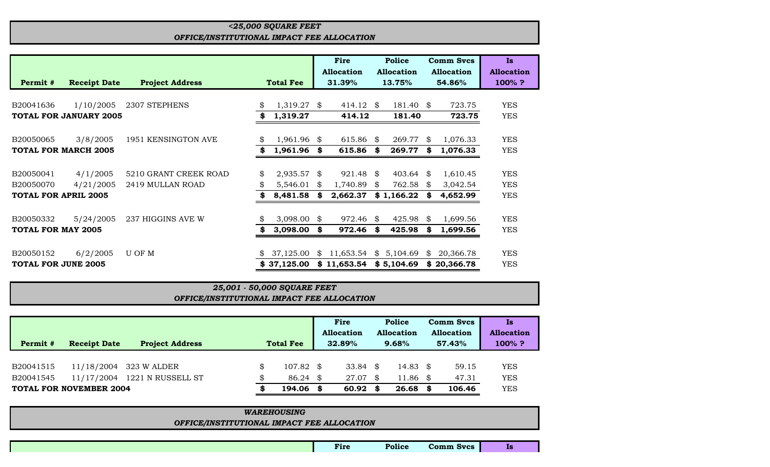### *<25,000 SQUARE FEET*
### *OFFICE/INSTITUTIONAL IMPACT FEE ALLOCATION*

| Permit # | Receipt Date | Project Address | Total Fee | Fire Allocation 31.39% | Police Allocation 13.75% | Comm Svcs Allocation 54.86% | Is Allocation 100% ? |
|---|---|---|---|---|---|---|---|
| B20041636 | 1/10/2005 | 2307 STEPHENS | $ 1,319.27 | $ 414.12 | $ 181.40 | $ 723.75 | YES |
| **TOTAL FOR JANUARY 2005** | | | **$ 1,319.27** | **414.12** | **181.40** | **723.75** | YES |
| B20050065 | 3/8/2005 | 1951 KENSINGTON AVE | $ 1,961.96 | $ 615.86 | $ 269.77 | $ 1,076.33 | YES |
| **TOTAL FOR MARCH 2005** | | | **$ 1,961.96** | **$ 615.86** | **$ 269.77** | **$ 1,076.33** | YES |
| B20050041 | 4/1/2005 | 5210 GRANT CREEK ROAD | $ 2,935.57 | $ 921.48 | $ 403.64 | $ 1,610.45 | YES |
| B20050070 | 4/21/2005 | 2419 MULLAN ROAD | $ 5,546.01 | $ 1,740.89 | $ 762.58 | $ 3,042.54 | YES |
| **TOTAL FOR APRIL 2005** | | | **$ 8,481.58** | **$ 2,662.37** | **$ 1,166.22** | **$ 4,652.99** | YES |
| B20050332 | 5/24/2005 | 237 HIGGINS AVE W | $ 3,098.00 | $ 972.46 | $ 425.98 | $ 1,699.56 | YES |
| **TOTAL FOR MAY 2005** | | | **$ 3,098.00** | **$ 972.46** | **$ 425.98** | **$ 1,699.56** | YES |
| B20050152 | 6/2/2005 | U OF M | $ 37,125.00 | $ 11,653.54 | $ 5,104.69 | $ 20,366.78 | YES |
| **TOTAL FOR JUNE 2005** | | | **$ 37,125.00** | **$ 11,653.54** | **$ 5,104.69** | **$ 20,366.78** | YES |

### *25,001 - 50,000 SQUARE FEET*
### *OFFICE/INSTITUTIONAL IMPACT FEE ALLOCATION*

| Permit # | Receipt Date | Project Address | Total Fee | Fire Allocation 32.89% | Police Allocation 9.68% | Comm Svcs Allocation 57.43% | Is Allocation 100% ? |
|---|---|---|---|---|---|---|---|
| B20041515 | 11/18/2004 | 323 W ALDER | $ 107.82 | $ 33.84 | $ 14.83 | $ 59.15 | YES |
| B20041545 | 11/17/2004 | 1221 N RUSSELL ST | $ 86.24 | $ 27.07 | $ 11.86 | $ 47.31 | YES |
| **TOTAL FOR NOVEMBER 2004** | | | **$ 194.06** | **$ 60.92** | **$ 26.68** | **$ 106.46** | YES |

### *WAREHOUSING*
### *OFFICE/INSTITUTIONAL IMPACT FEE ALLOCATION*

| | | | | Fire | Police | Comm Svcs | Is |
|---|---|---|---|---|---|---|---|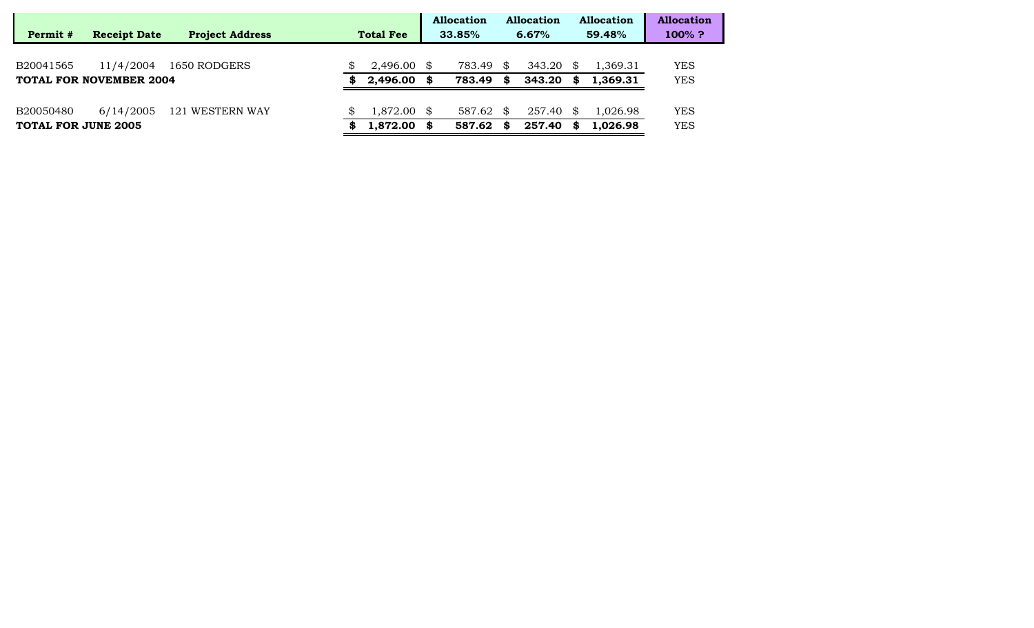| Permit # | Receipt Date | Project Address | Total Fee | Allocation 33.85% | Allocation 6.67% | Allocation 59.48% | Allocation 100% ? |
|---|---|---|---|---|---|---|---|
| B20041565 | 11/4/2004 | 1650 RODGERS | $ 2,496.00 | $ 783.49 | $ 343.20 | $ 1,369.31 | YES |
| **TOTAL FOR NOVEMBER 2004** | | | **$ 2,496.00** | **$ 783.49** | **$ 343.20** | **$ 1,369.31** | YES |
| B20050480 | 6/14/2005 | 121 WESTERN WAY | $ 1,872.00 | $ 587.62 | $ 257.40 | $ 1,026.98 | YES |
| **TOTAL FOR JUNE 2005** | | | **$ 1,872.00** | **$ 587.62** | **$ 257.40** | **$ 1,026.98** | YES |